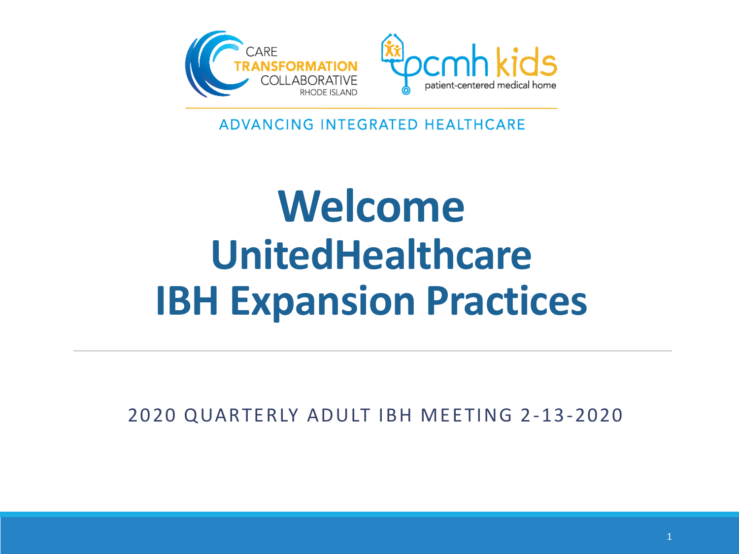CARE TRANSFORMATION COLLABORATIVE RHODE ISLAND

pcmh kids patient-centered medical home

ADVANCING INTEGRATED HEALTHCARE

# Welcome UnitedHealthcare IBH Expansion Practices

2020 QUARTERLY ADULT IBH MEETING 2-13-2020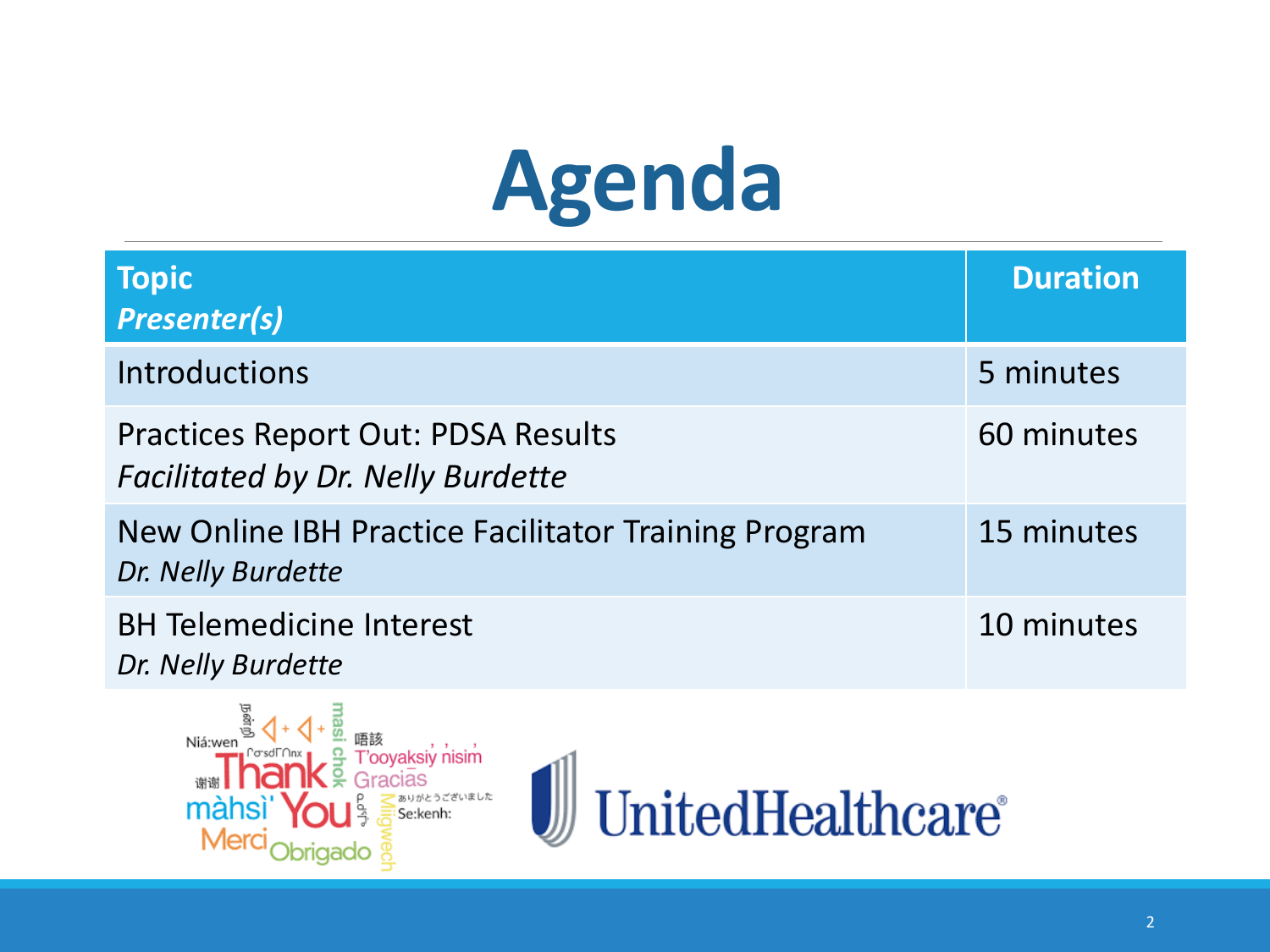# Agenda

| **Topic**<br>***Presenter(s)*** | **Duration** |
|---|---|
| Introductions | 5 minutes |
| Practices Report Out: PDSA Results<br>*Facilitated by Dr. Nelly Burdette* | 60 minutes |
| New Online IBH Practice Facilitator Training Program<br>*Dr. Nelly Burdette* | 15 minutes |
| BH Telemedicine Interest<br>*Dr. Nelly Burdette* | 10 minutes |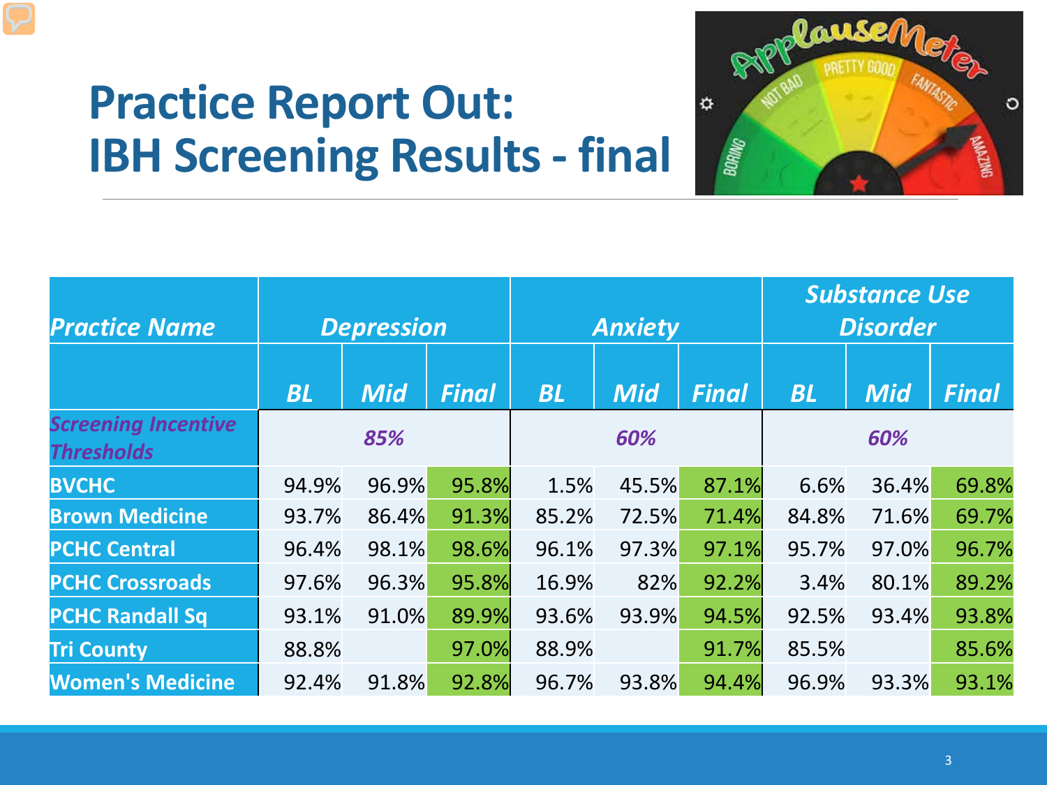# Practice Report Out:
# IBH Screening Results - final

| *Practice Name* | *Depression* | | | *Anxiety* | | | *Substance Use Disorder* | | |
|---|---|---|---|---|---|---|---|---|---|
| | *BL* | *Mid* | *Final* | *BL* | *Mid* | *Final* | *BL* | *Mid* | *Final* |
| *Screening Incentive Thresholds* | *85%* | | | *60%* | | | *60%* | | |
| **BVCHC** | 94.9% | 96.9% | 95.8% | 1.5% | 45.5% | 87.1% | 6.6% | 36.4% | 69.8% |
| **Brown Medicine** | 93.7% | 86.4% | 91.3% | 85.2% | 72.5% | 71.4% | 84.8% | 71.6% | 69.7% |
| **PCHC Central** | 96.4% | 98.1% | 98.6% | 96.1% | 97.3% | 97.1% | 95.7% | 97.0% | 96.7% |
| **PCHC Crossroads** | 97.6% | 96.3% | 95.8% | 16.9% | 82% | 92.2% | 3.4% | 80.1% | 89.2% |
| **PCHC Randall Sq** | 93.1% | 91.0% | 89.9% | 93.6% | 93.9% | 94.5% | 92.5% | 93.4% | 93.8% |
| **Tri County** | 88.8% | | 97.0% | 88.9% | | 91.7% | 85.5% | | 85.6% |
| **Women's Medicine** | 92.4% | 91.8% | 92.8% | 96.7% | 93.8% | 94.4% | 96.9% | 93.3% | 93.1% |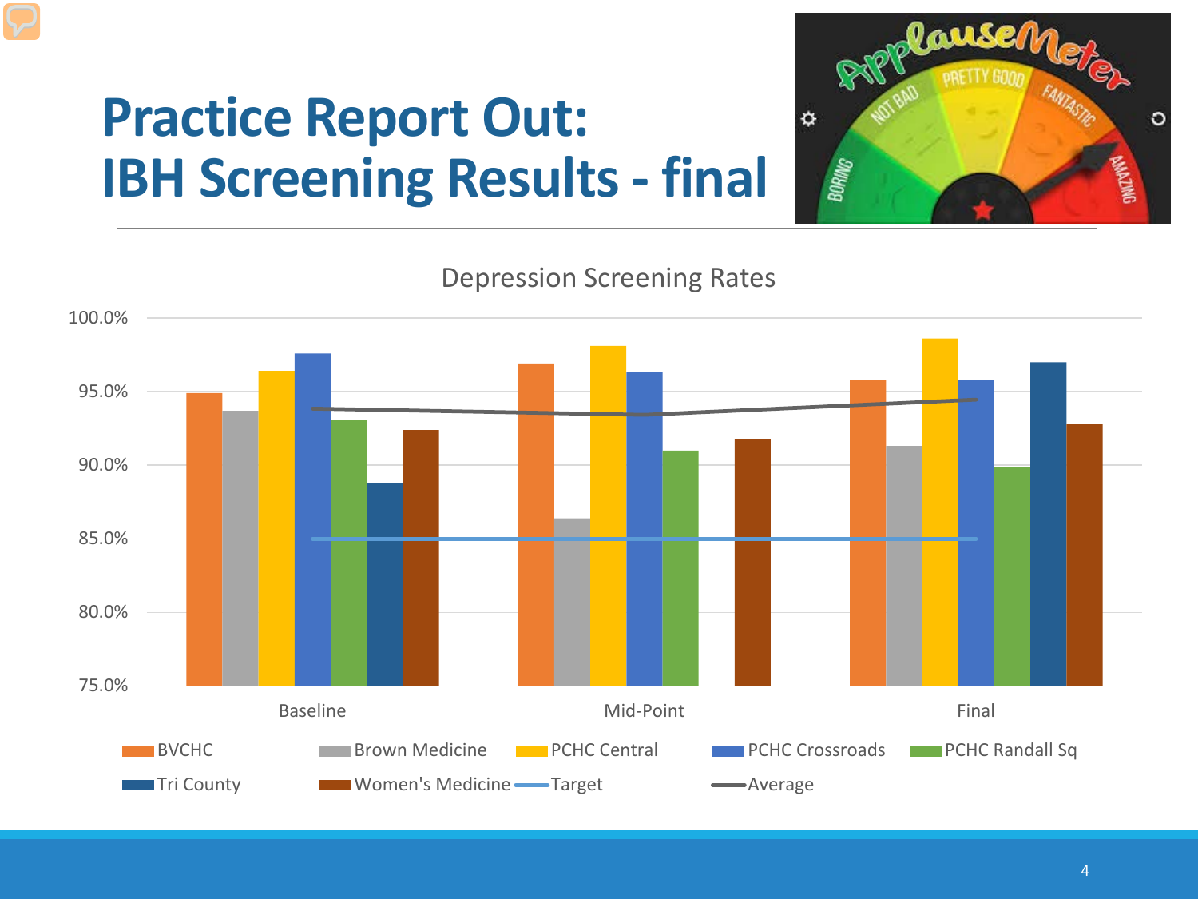# Practice Report Out: IBH Screening Results - final

Depression Screening Rates

100.0%
95.0%
90.0%
85.0%
80.0%
75.0%

Baseline | Mid-Point | Final

BVCHC | Brown Medicine | PCHC Central | PCHC Crossroads | PCHC Randall Sq | Tri County | Women's Medicine | Target | Average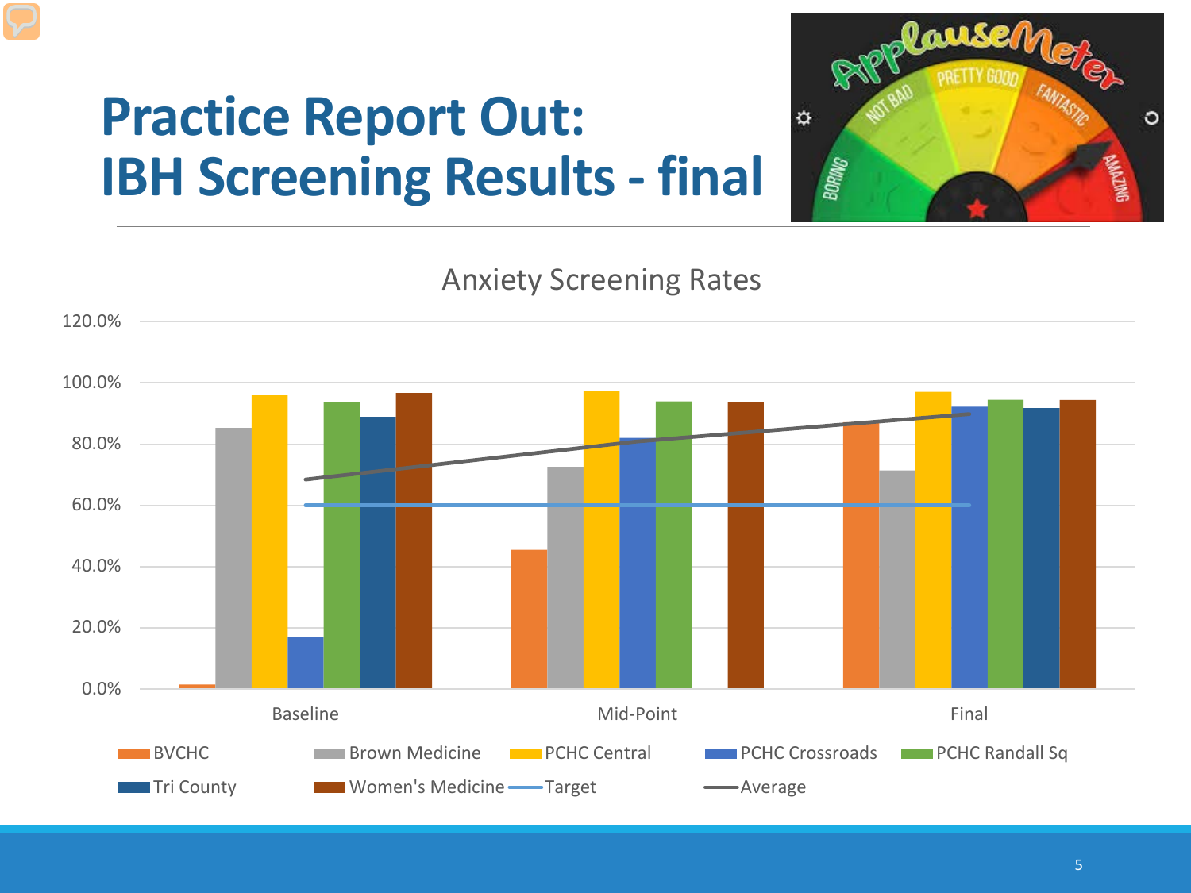# Practice Report Out: IBH Screening Results - final

Anxiety Screening Rates

120.0%
100.0%
80.0%
60.0%
40.0%
20.0%
0.0%

Baseline | Mid-Point | Final

BVCHC | Brown Medicine | PCHC Central | PCHC Crossroads | PCHC Randall Sq | Tri County | Women's Medicine | Target | Average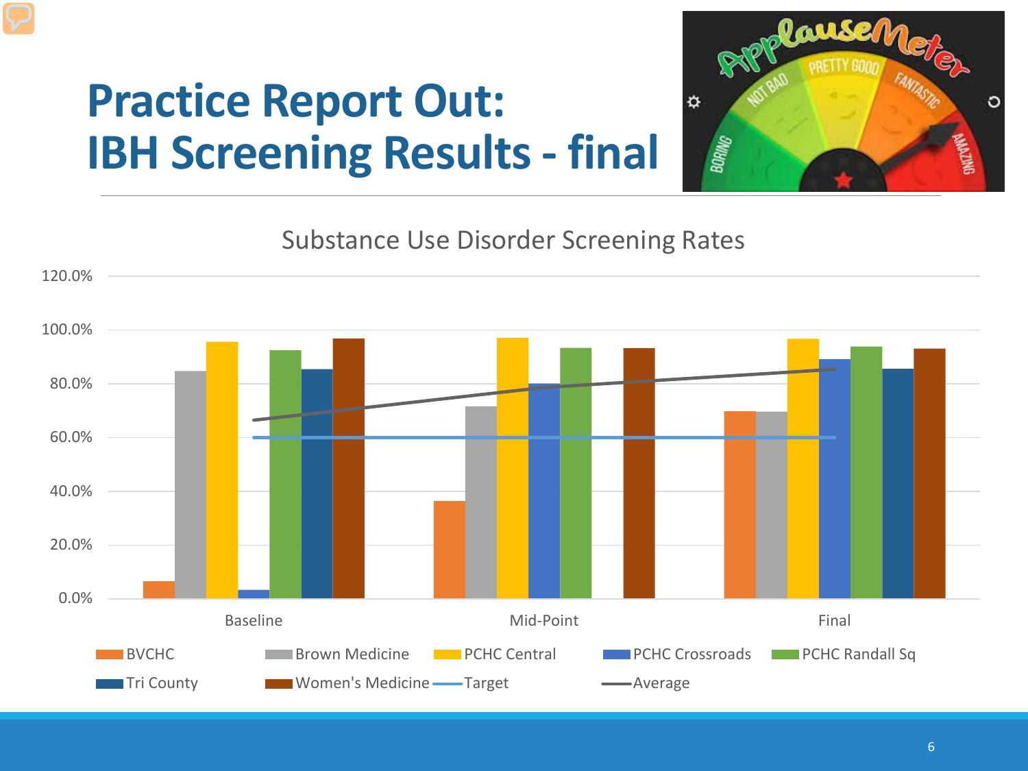# Practice Report Out: IBH Screening Results - final

Substance Use Disorder Screening Rates

| | BVCHC | Brown Medicine | PCHC Central | PCHC Crossroads | PCHC Randall Sq | Tri County | Women's Medicine | Target | Average |
|---|---|---|---|---|---|---|---|---|---|
| Baseline | ~6% | ~85% | ~96% | ~3% | ~92% | ~85% | ~97% | 60.0% | ~66% |
| Mid-Point | ~36% | ~72% | ~97% | ~80% | ~93% | | ~93% | 60.0% | ~78% |
| Final | ~70% | ~70% | ~97% | ~89% | ~94% | ~86% | ~93% | 60.0% | ~85% |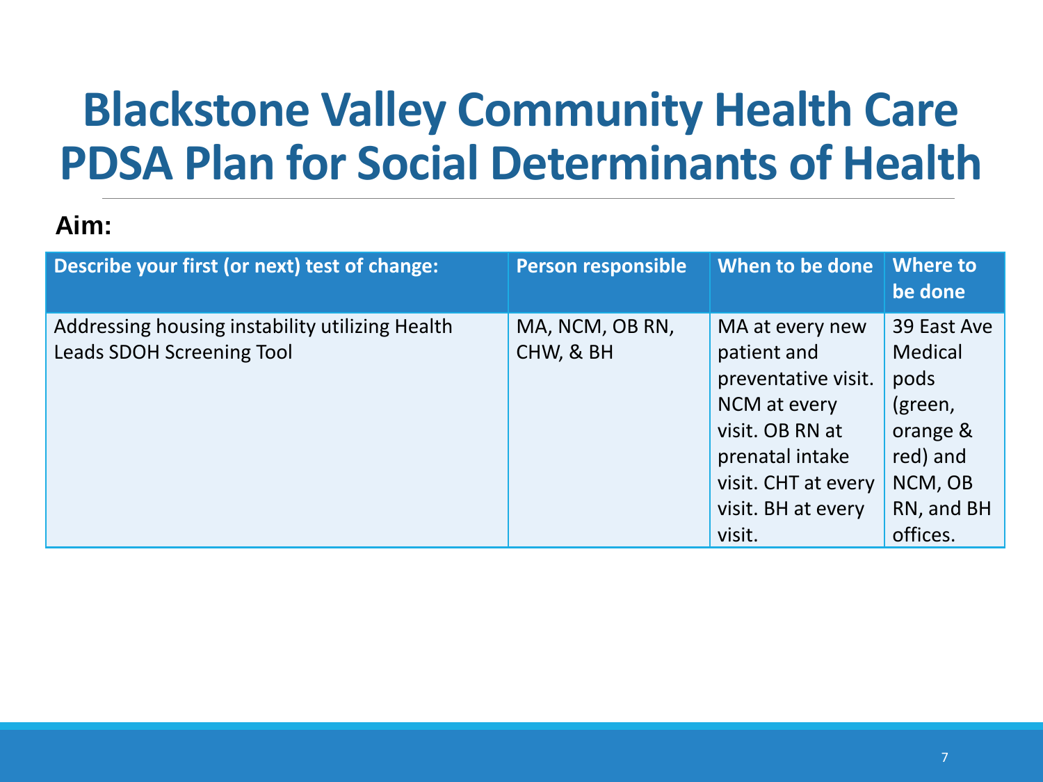# Blackstone Valley Community Health Care PDSA Plan for Social Determinants of Health

**Aim:**

| Describe your first (or next) test of change: | Person responsible | When to be done | Where to be done |
|---|---|---|---|
| Addressing housing instability utilizing Health Leads SDOH Screening Tool | MA, NCM, OB RN, CHW, & BH | MA at every new patient and preventative visit. NCM at every visit. OB RN at prenatal intake visit. CHT at every visit. BH at every visit. | 39 East Ave Medical pods (green, orange & red) and NCM, OB RN, and BH offices. |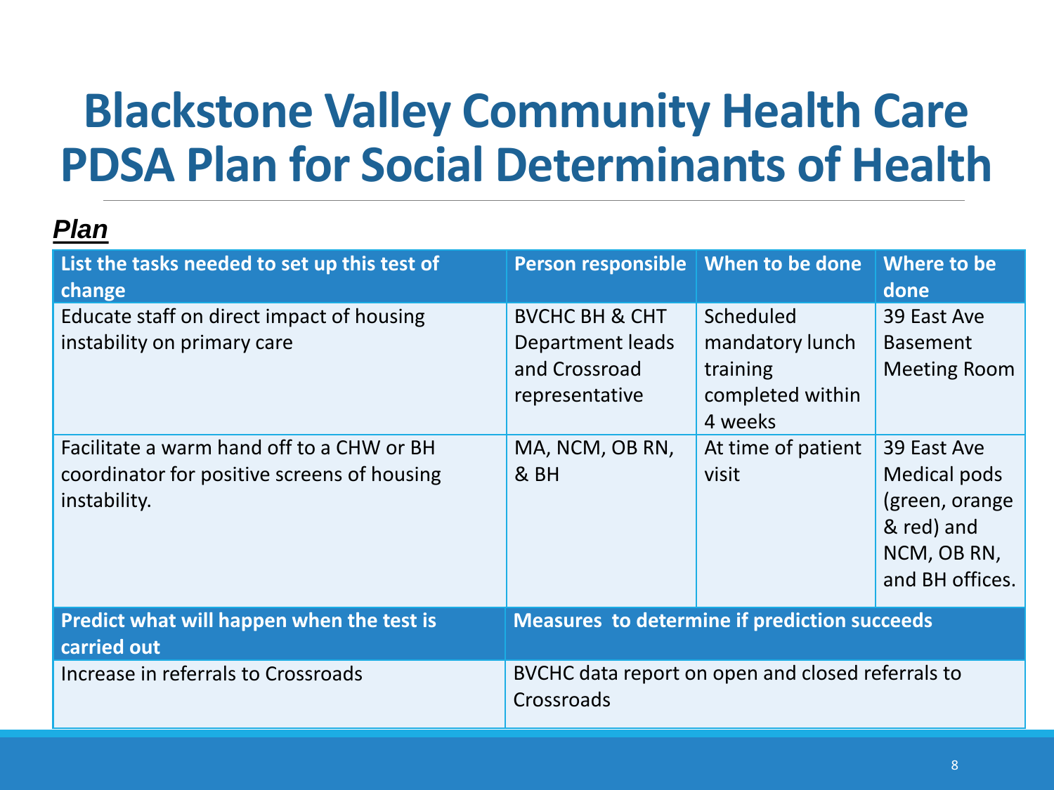# Blackstone Valley Community Health Care PDSA Plan for Social Determinants of Health

***Plan***

| List the tasks needed to set up this test of change | Person responsible | When to be done | Where to be done |
|---|---|---|---|
| Educate staff on direct impact of housing instability on primary care | BVCHC BH & CHT Department leads and Crossroad representative | Scheduled mandatory lunch training completed within 4 weeks | 39 East Ave Basement Meeting Room |
| Facilitate a warm hand off to a CHW or BH coordinator for positive screens of housing instability. | MA, NCM, OB RN, & BH | At time of patient visit | 39 East Ave Medical pods (green, orange & red) and NCM, OB RN, and BH offices. |
| **Predict what will happen when the test is carried out** | **Measures to determine if prediction succeeds** | | |
| Increase in referrals to Crossroads | BVCHC data report on open and closed referrals to Crossroads | | |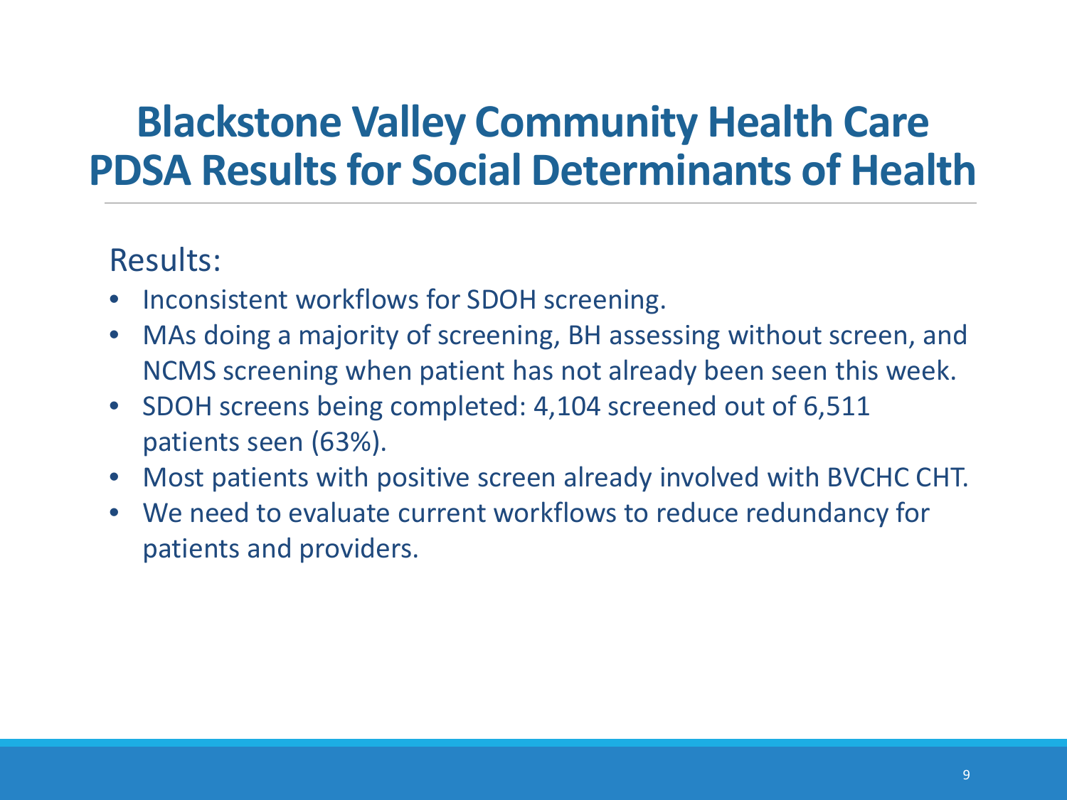# Blackstone Valley Community Health Care PDSA Results for Social Determinants of Health

Results:

- Inconsistent workflows for SDOH screening.
- MAs doing a majority of screening, BH assessing without screen, and NCMS screening when patient has not already been seen this week.
- SDOH screens being completed: 4,104 screened out of 6,511 patients seen (63%).
- Most patients with positive screen already involved with BVCHC CHT.
- We need to evaluate current workflows to reduce redundancy for patients and providers.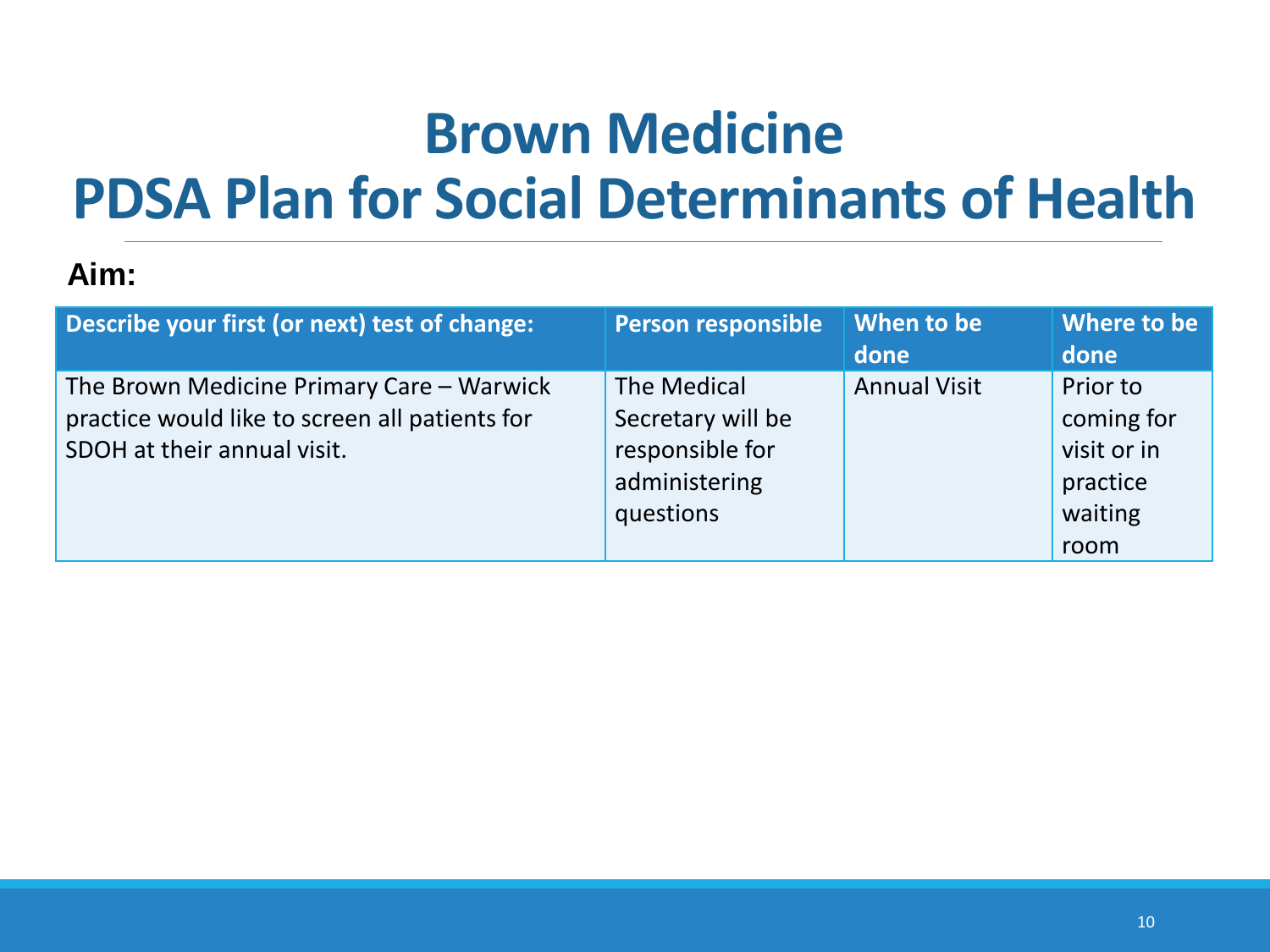# Brown Medicine
# PDSA Plan for Social Determinants of Health

**Aim:**

| Describe your first (or next) test of change: | Person responsible | When to be done | Where to be done |
|---|---|---|---|
| The Brown Medicine Primary Care – Warwick practice would like to screen all patients for SDOH at their annual visit. | The Medical Secretary will be responsible for administering questions | Annual Visit | Prior to coming for visit or in practice waiting room |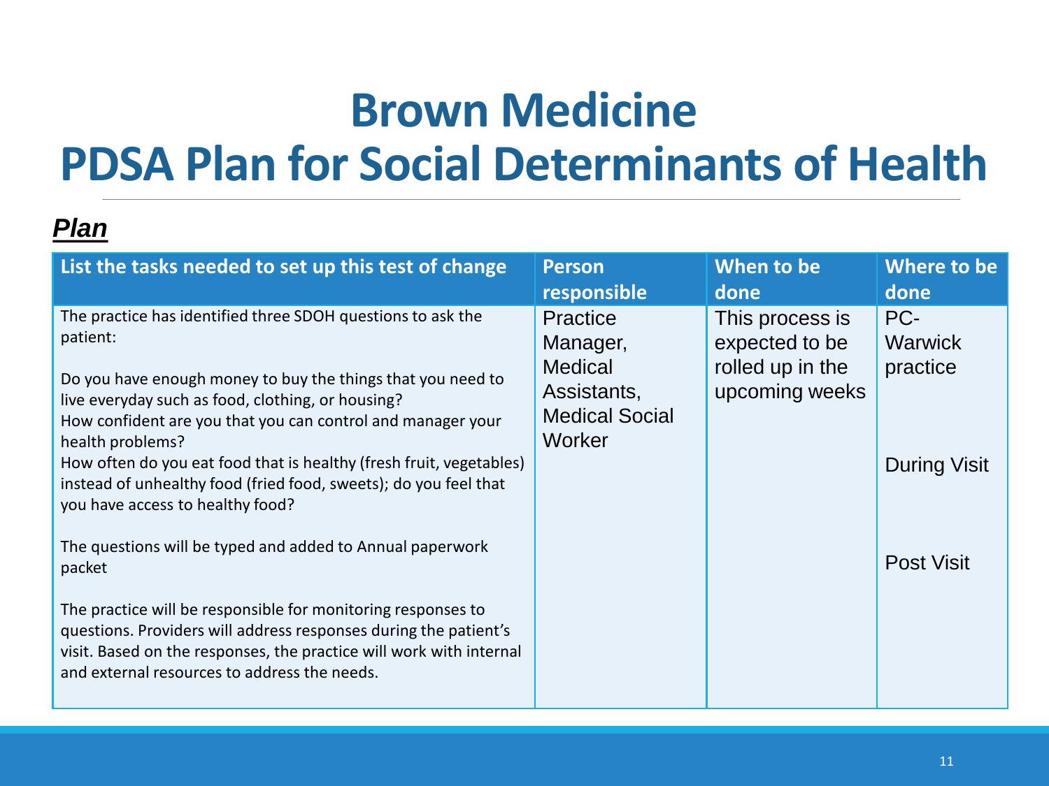# Brown Medicine
# PDSA Plan for Social Determinants of Health

***Plan***

| List the tasks needed to set up this test of change | Person responsible | When to be done | Where to be done |
|---|---|---|---|
| The practice has identified three SDOH questions to ask the patient:<br><br>Do you have enough money to buy the things that you need to live everyday such as food, clothing, or housing?<br>How confident are you that you can control and manager your health problems?<br>How often do you eat food that is healthy (fresh fruit, vegetables) instead of unhealthy food (fried food, sweets); do you feel that you have access to healthy food? | Practice Manager, Medical Assistants, Medical Social Worker | This process is expected to be rolled up in the upcoming weeks | PC-Warwick practice |
| The questions will be typed and added to Annual paperwork packet | | | During Visit |
| The practice will be responsible for monitoring responses to questions. Providers will address responses during the patient's visit. Based on the responses, the practice will work with internal and external resources to address the needs. | | | Post Visit |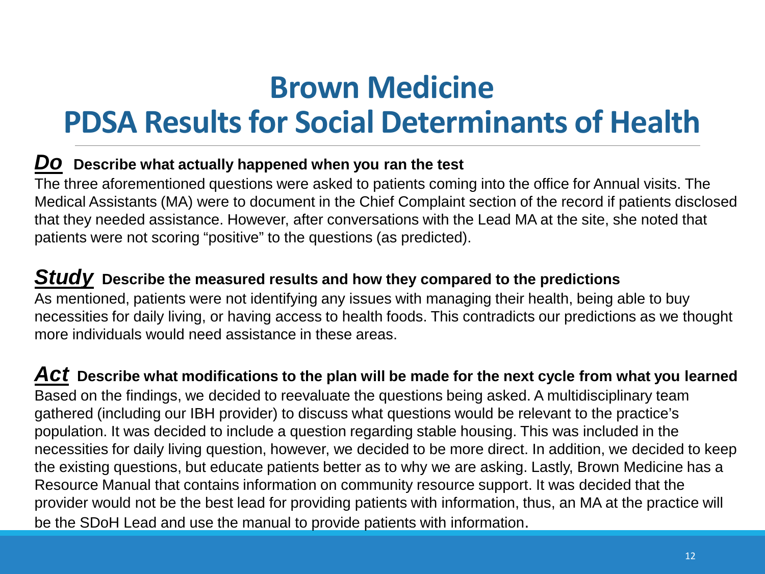# Brown Medicine
# PDSA Results for Social Determinants of Health

***Do*** **Describe what actually happened when you ran the test**

The three aforementioned questions were asked to patients coming into the office for Annual visits. The Medical Assistants (MA) were to document in the Chief Complaint section of the record if patients disclosed that they needed assistance. However, after conversations with the Lead MA at the site, she noted that patients were not scoring "positive" to the questions (as predicted).

***Study*** **Describe the measured results and how they compared to the predictions**

As mentioned, patients were not identifying any issues with managing their health, being able to buy necessities for daily living, or having access to health foods. This contradicts our predictions as we thought more individuals would need assistance in these areas.

***Act*** **Describe what modifications to the plan will be made for the next cycle from what you learned**

Based on the findings, we decided to reevaluate the questions being asked. A multidisciplinary team gathered (including our IBH provider) to discuss what questions would be relevant to the practice's population. It was decided to include a question regarding stable housing. This was included in the necessities for daily living question, however, we decided to be more direct. In addition, we decided to keep the existing questions, but educate patients better as to why we are asking. Lastly, Brown Medicine has a Resource Manual that contains information on community resource support. It was decided that the provider would not be the best lead for providing patients with information, thus, an MA at the practice will be the SDoH Lead and use the manual to provide patients with information.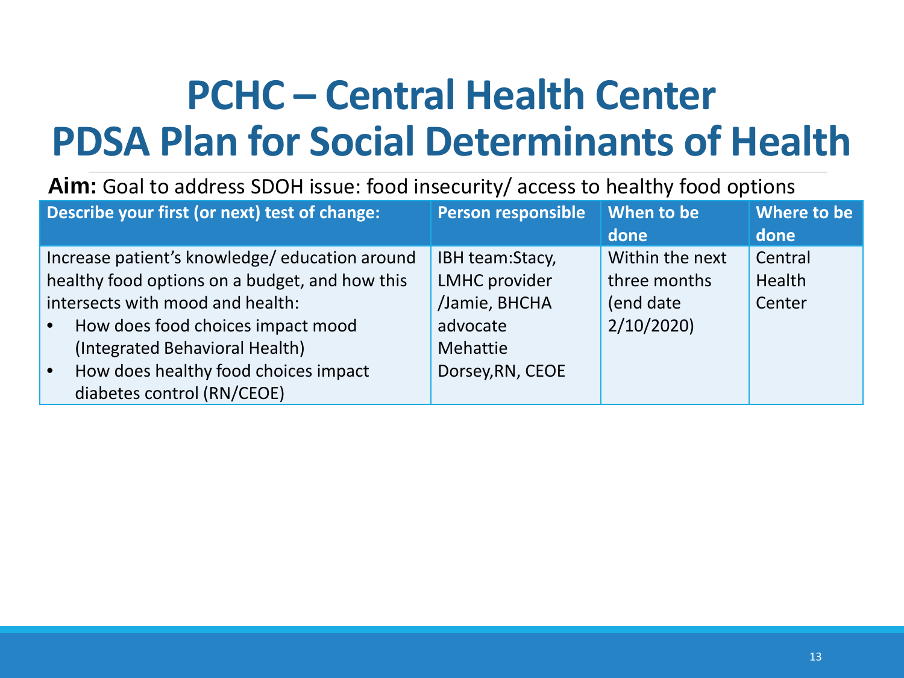# PCHC – Central Health Center
# PDSA Plan for Social Determinants of Health

**Aim:** Goal to address SDOH issue: food insecurity/ access to healthy food options

| Describe your first (or next) test of change: | Person responsible | When to be done | Where to be done |
|---|---|---|---|
| Increase patient's knowledge/ education around healthy food options on a budget, and how this intersects with mood and health:<br>• How does food choices impact mood (Integrated Behavioral Health)<br>• How does healthy food choices impact diabetes control (RN/CEOE) | IBH team:Stacy, LMHC provider /Jamie, BHCHA advocate Mehattie Dorsey,RN, CEOE | Within the next three months (end date 2/10/2020) | Central Health Center |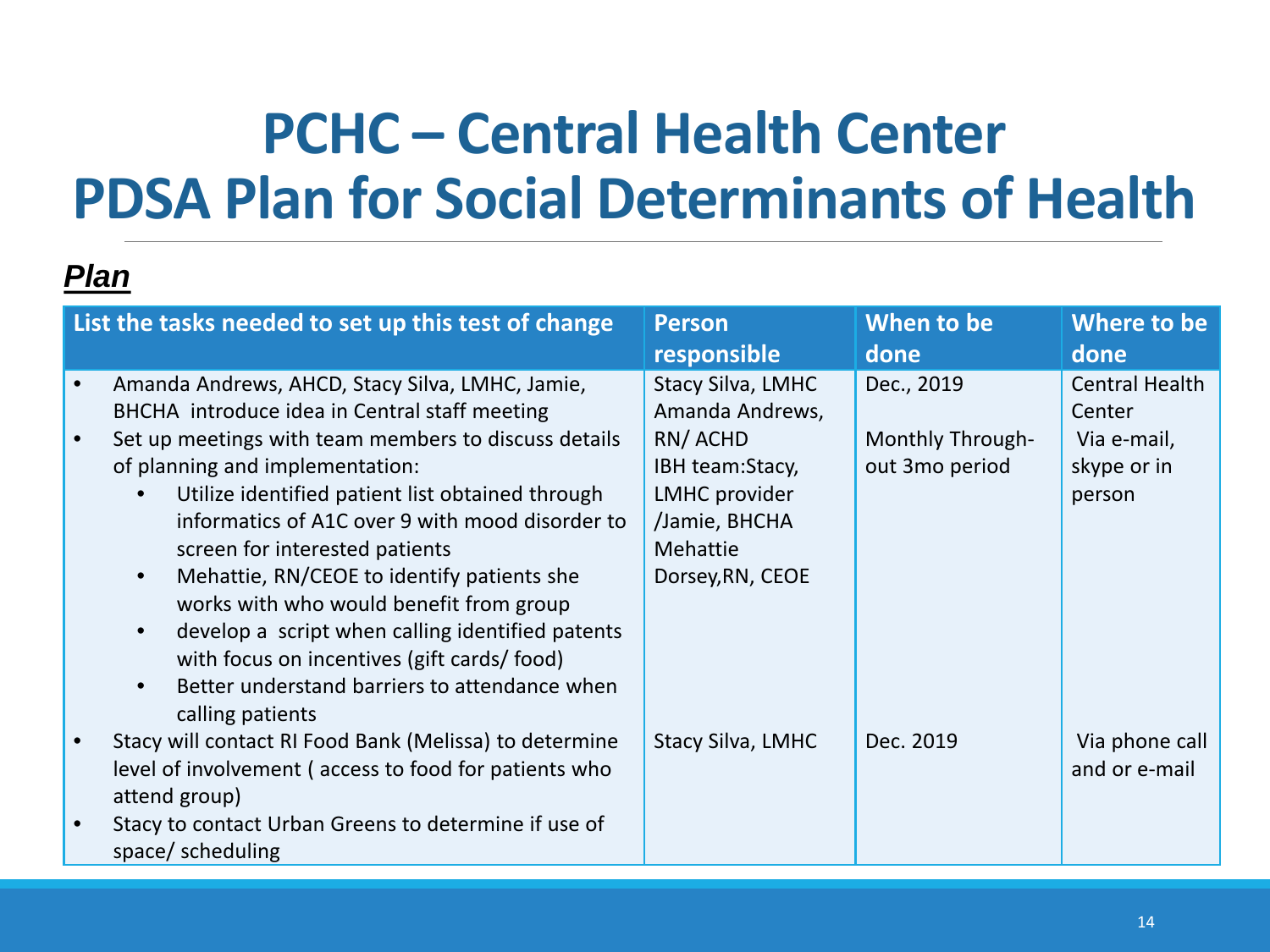# PCHC – Central Health Center
# PDSA Plan for Social Determinants of Health

***Plan***

| List the tasks needed to set up this test of change | Person responsible | When to be done | Where to be done |
|---|---|---|---|
| • Amanda Andrews, AHCD, Stacy Silva, LMHC, Jamie, BHCHA introduce idea in Central staff meeting<br>• Set up meetings with team members to discuss details of planning and implementation:<br>&nbsp;&nbsp;&nbsp;&nbsp;• Utilize identified patient list obtained through informatics of A1C over 9 with mood disorder to screen for interested patients<br>&nbsp;&nbsp;&nbsp;&nbsp;• Mehattie, RN/CEOE to identify patients she works with who would benefit from group<br>&nbsp;&nbsp;&nbsp;&nbsp;• develop a script when calling identified patents with focus on incentives (gift cards/ food)<br>&nbsp;&nbsp;&nbsp;&nbsp;• Better understand barriers to attendance when calling patients | Stacy Silva, LMHC<br>Amanda Andrews, RN/ ACHD<br>IBH team:Stacy, LMHC provider /Jamie, BHCHA<br>Mehattie Dorsey,RN, CEOE | Dec., 2019<br><br>Monthly Through-out 3mo period | Central Health Center<br>Via e-mail, skype or in person |
| • Stacy will contact RI Food Bank (Melissa) to determine level of involvement ( access to food for patients who attend group)<br>• Stacy to contact Urban Greens to determine if use of space/ scheduling | Stacy Silva, LMHC | Dec. 2019 | Via phone call and or e-mail |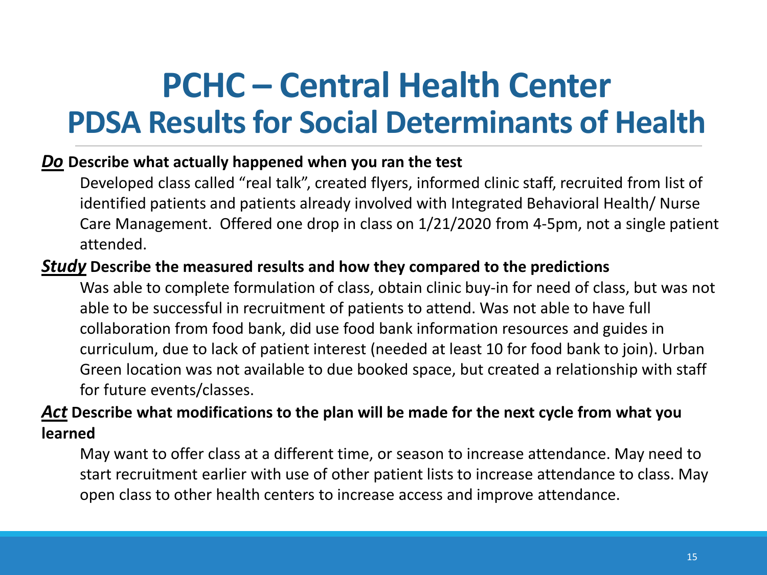# PCHC – Central Health Center
## PDSA Results for Social Determinants of Health

***Do*** **Describe what actually happened when you ran the test**

Developed class called "real talk", created flyers, informed clinic staff, recruited from list of identified patients and patients already involved with Integrated Behavioral Health/ Nurse Care Management. Offered one drop in class on 1/21/2020 from 4-5pm, not a single patient attended.

***Study*** **Describe the measured results and how they compared to the predictions**

Was able to complete formulation of class, obtain clinic buy-in for need of class, but was not able to be successful in recruitment of patients to attend. Was not able to have full collaboration from food bank, did use food bank information resources and guides in curriculum, due to lack of patient interest (needed at least 10 for food bank to join). Urban Green location was not available to due booked space, but created a relationship with staff for future events/classes.

***Act*** **Describe what modifications to the plan will be made for the next cycle from what you learned**

May want to offer class at a different time, or season to increase attendance. May need to start recruitment earlier with use of other patient lists to increase attendance to class. May open class to other health centers to increase access and improve attendance.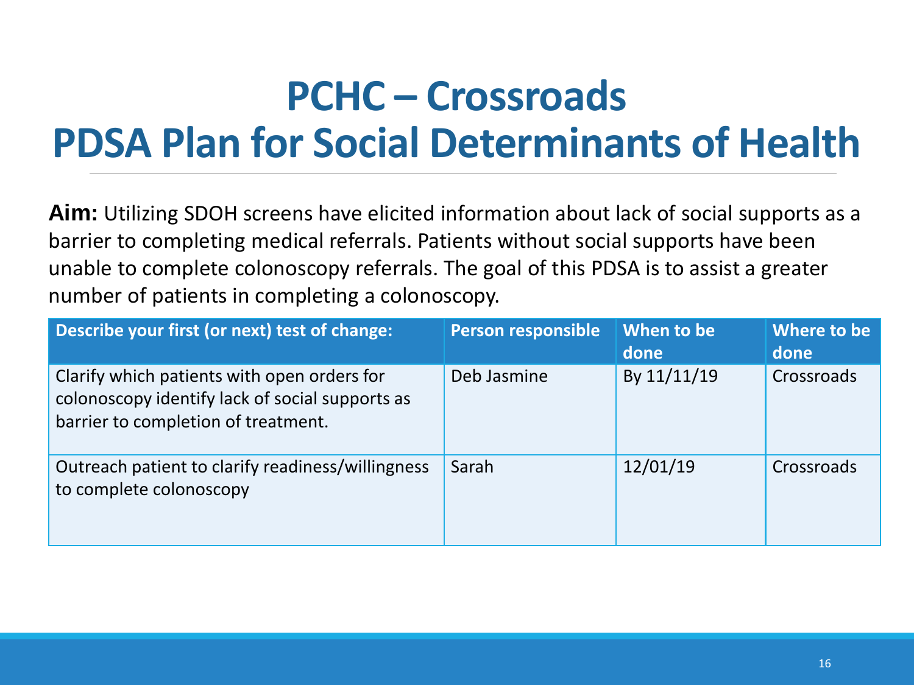# PCHC – Crossroads
# PDSA Plan for Social Determinants of Health

**Aim:** Utilizing SDOH screens have elicited information about lack of social supports as a barrier to completing medical referrals. Patients without social supports have been unable to complete colonoscopy referrals. The goal of this PDSA is to assist a greater number of patients in completing a colonoscopy.

| Describe your first (or next) test of change: | Person responsible | When to be done | Where to be done |
|---|---|---|---|
| Clarify which patients with open orders for colonoscopy identify lack of social supports as barrier to completion of treatment. | Deb Jasmine | By 11/11/19 | Crossroads |
| Outreach patient to clarify readiness/willingness to complete colonoscopy | Sarah | 12/01/19 | Crossroads |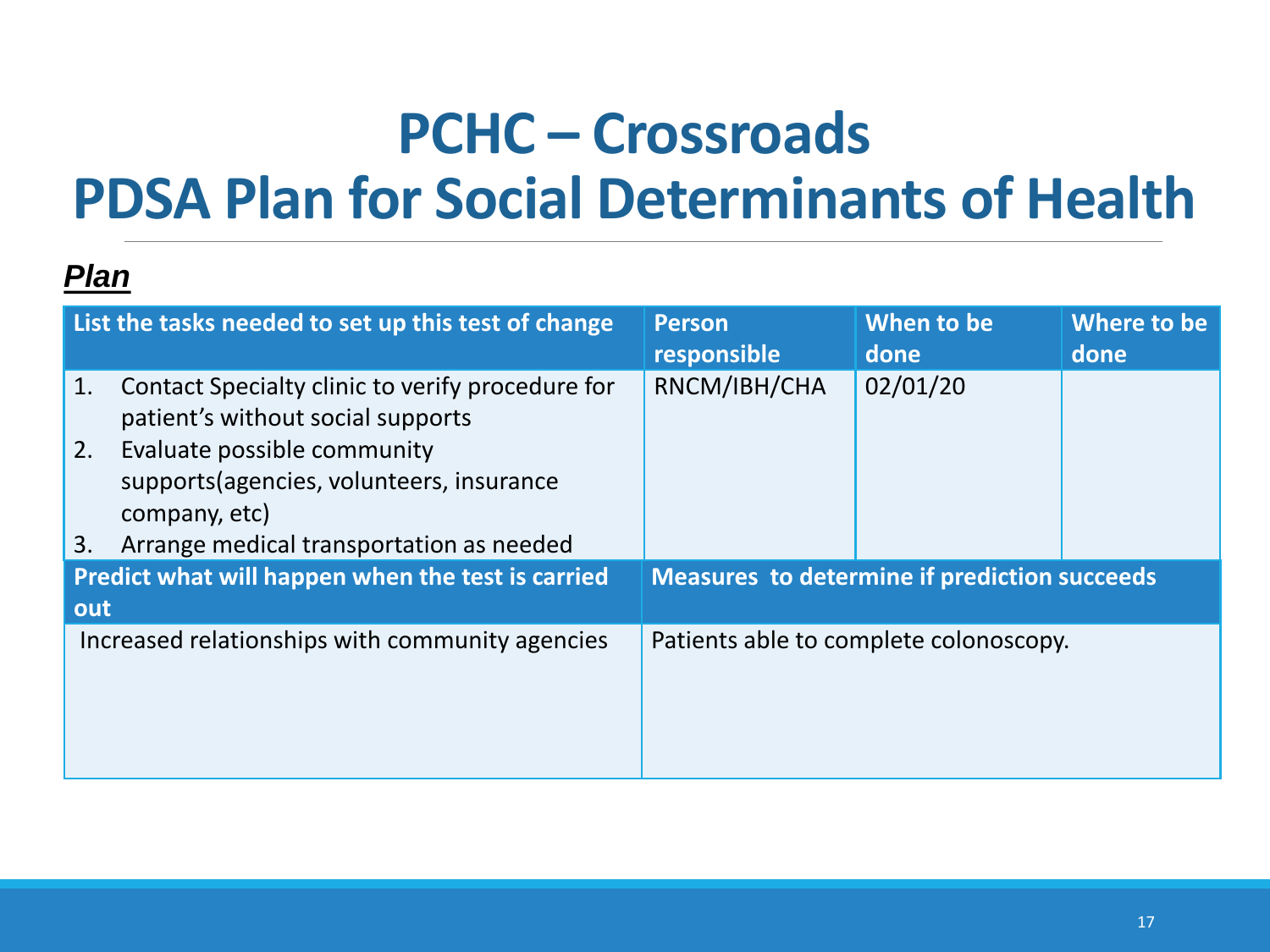# PCHC – Crossroads
# PDSA Plan for Social Determinants of Health

***Plan***

| List the tasks needed to set up this test of change | Person responsible | When to be done | Where to be done |
|---|---|---|---|
| 1. Contact Specialty clinic to verify procedure for patient's without social supports<br>2. Evaluate possible community supports(agencies, volunteers, insurance company, etc)<br>3. Arrange medical transportation as needed | RNCM/IBH/CHA | 02/01/20 | |

| Predict what will happen when the test is carried out | Measures to determine if prediction succeeds |
|---|---|
| Increased relationships with community agencies | Patients able to complete colonoscopy. |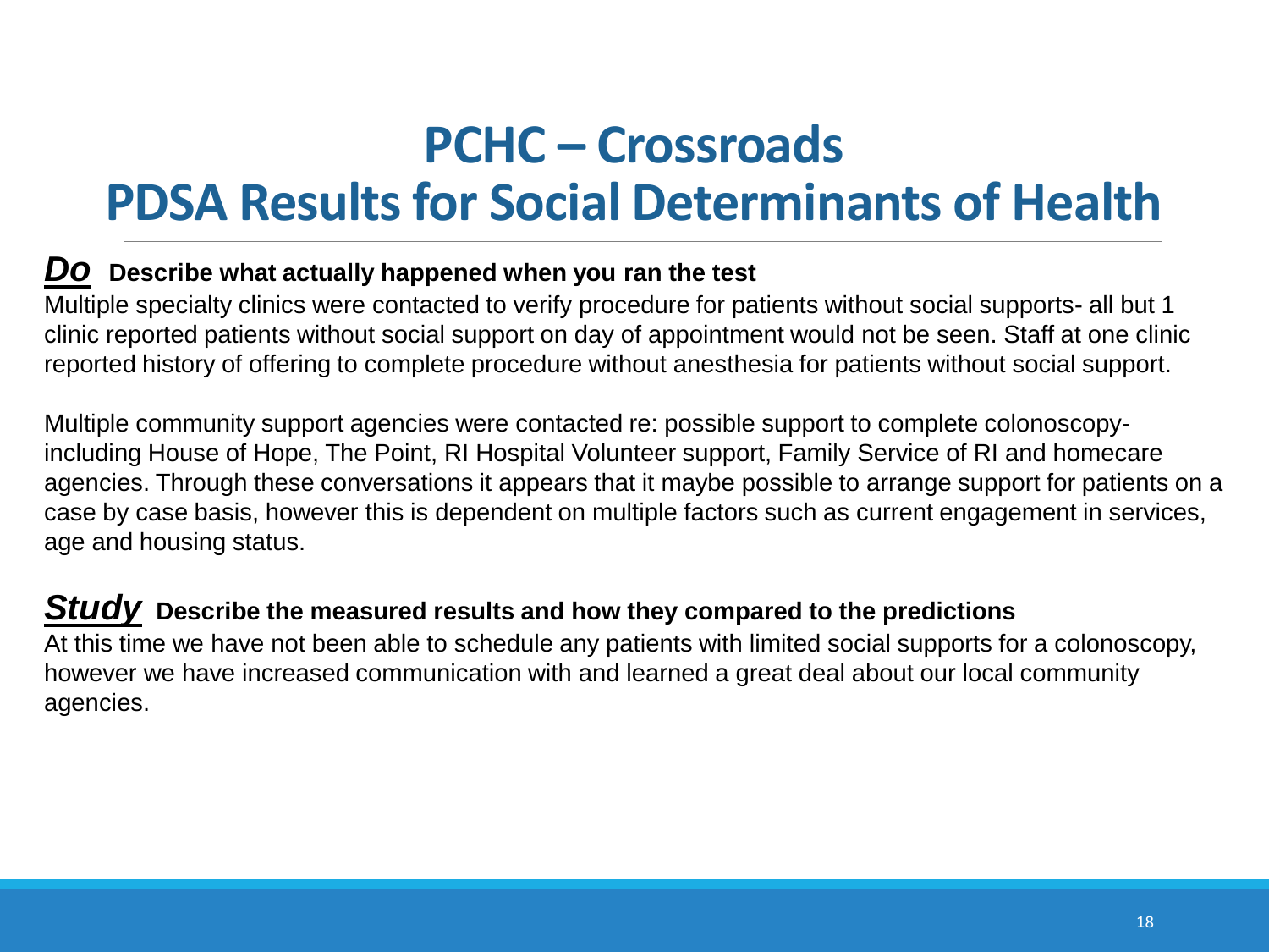# PCHC – Crossroads
# PDSA Results for Social Determinants of Health

***Do*** **Describe what actually happened when you ran the test**

Multiple specialty clinics were contacted to verify procedure for patients without social supports- all but 1 clinic reported patients without social support on day of appointment would not be seen. Staff at one clinic reported history of offering to complete procedure without anesthesia for patients without social support.

Multiple community support agencies were contacted re: possible support to complete colonoscopy- including House of Hope, The Point, RI Hospital Volunteer support, Family Service of RI and homecare agencies. Through these conversations it appears that it maybe possible to arrange support for patients on a case by case basis, however this is dependent on multiple factors such as current engagement in services, age and housing status.

***Study*** **Describe the measured results and how they compared to the predictions**

At this time we have not been able to schedule any patients with limited social supports for a colonoscopy, however we have increased communication with and learned a great deal about our local community agencies.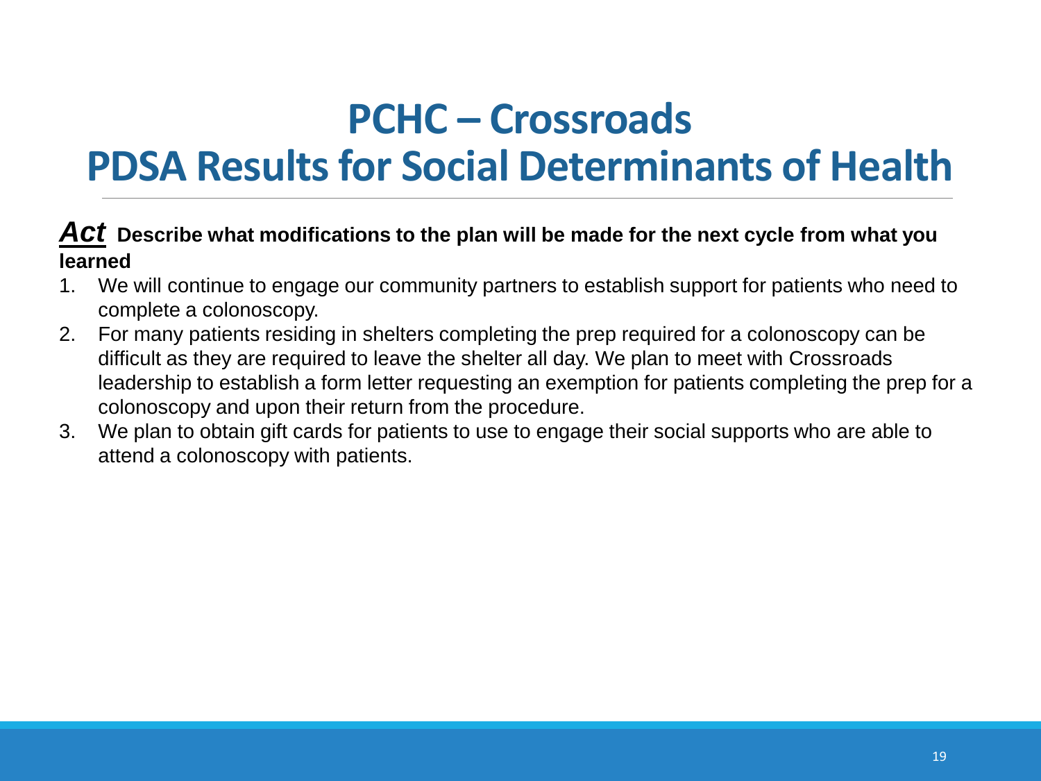# PCHC – Crossroads
# PDSA Results for Social Determinants of Health

***Act*** **Describe what modifications to the plan will be made for the next cycle from what you learned**

1. We will continue to engage our community partners to establish support for patients who need to complete a colonoscopy.
2. For many patients residing in shelters completing the prep required for a colonoscopy can be difficult as they are required to leave the shelter all day. We plan to meet with Crossroads leadership to establish a form letter requesting an exemption for patients completing the prep for a colonoscopy and upon their return from the procedure.
3. We plan to obtain gift cards for patients to use to engage their social supports who are able to attend a colonoscopy with patients.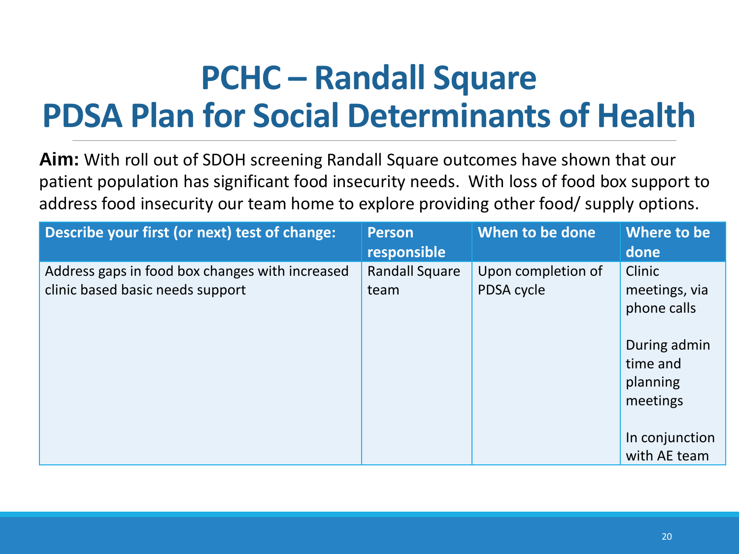# PCHC – Randall Square
# PDSA Plan for Social Determinants of Health

**Aim:** With roll out of SDOH screening Randall Square outcomes have shown that our patient population has significant food insecurity needs. With loss of food box support to address food insecurity our team home to explore providing other food/ supply options.

| Describe your first (or next) test of change: | Person responsible | When to be done | Where to be done |
|---|---|---|---|
| Address gaps in food box changes with increased clinic based basic needs support | Randall Square team | Upon completion of PDSA cycle | Clinic meetings, via phone calls<br><br>During admin time and planning meetings<br><br>In conjunction with AE team |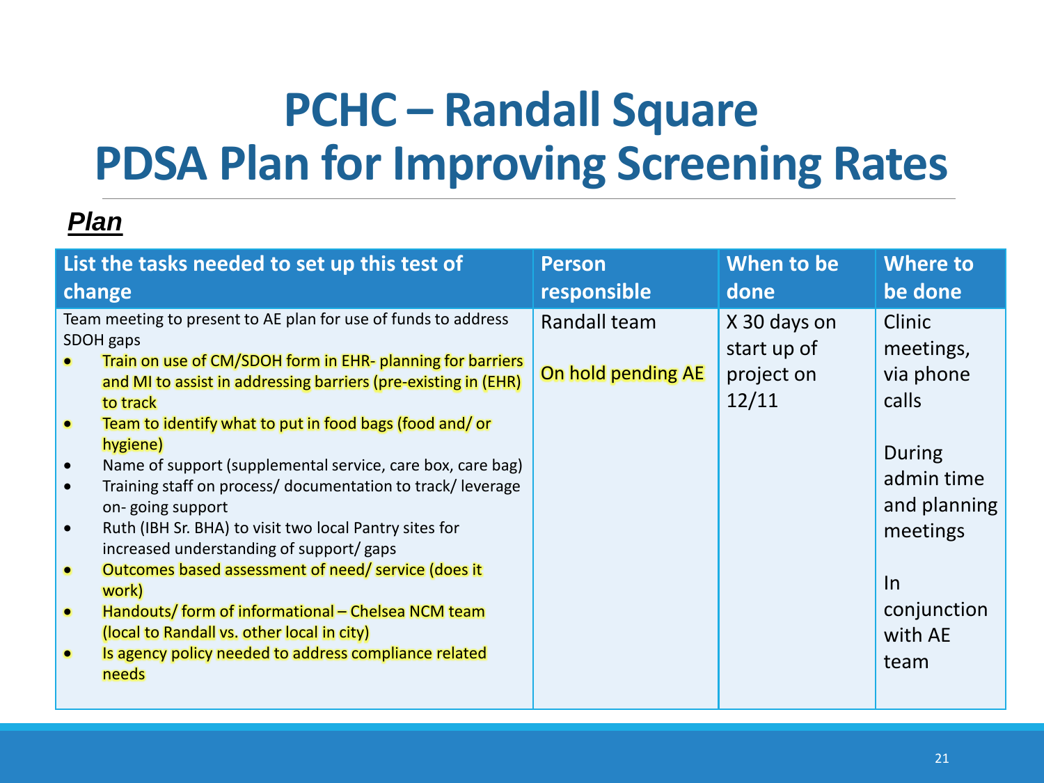# PCHC – Randall Square
# PDSA Plan for Improving Screening Rates

***Plan***

| List the tasks needed to set up this test of change | Person responsible | When to be done | Where to be done |
|---|---|---|---|
| Team meeting to present to AE plan for use of funds to address SDOH gaps<br>• Train on use of CM/SDOH form in EHR- planning for barriers and MI to assist in addressing barriers (pre-existing in (EHR) to track<br>• Team to identify what to put in food bags (food and/ or hygiene)<br>• Name of support (supplemental service, care box, care bag)<br>• Training staff on process/ documentation to track/ leverage on- going support<br>• Ruth (IBH Sr. BHA) to visit two local Pantry sites for increased understanding of support/ gaps<br>• Outcomes based assessment of need/ service (does it work)<br>• Handouts/ form of informational – Chelsea NCM team (local to Randall vs. other local in city)<br>• Is agency policy needed to address compliance related needs | Randall team<br><br>On hold pending AE | X 30 days on start up of project on 12/11 | Clinic meetings, via phone calls<br><br>During admin time and planning meetings<br><br>In conjunction with AE team |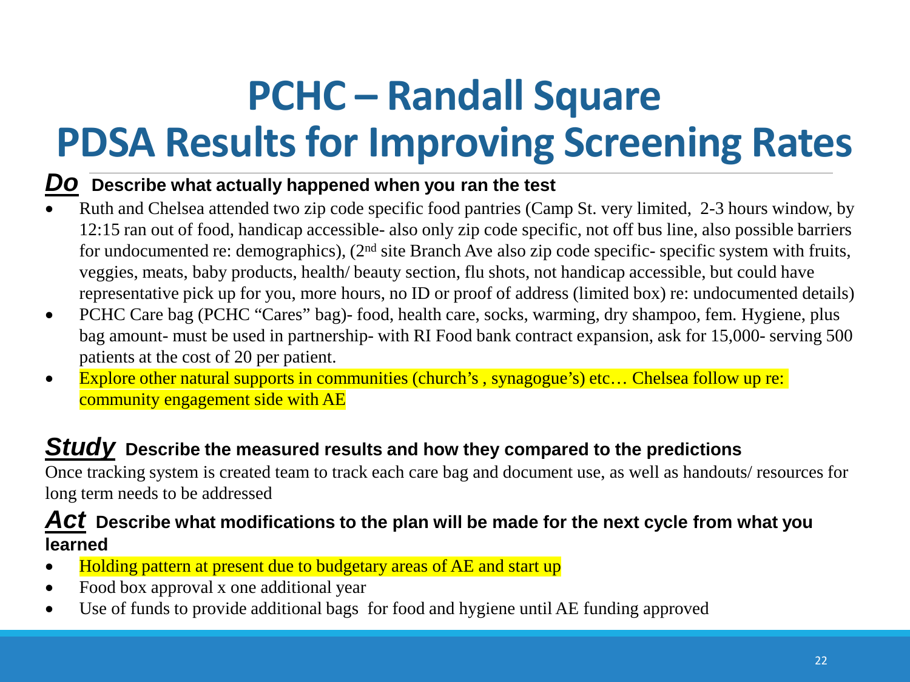# PCHC – Randall Square PDSA Results for Improving Screening Rates

***Do*** **Describe what actually happened when you ran the test**

- Ruth and Chelsea attended two zip code specific food pantries (Camp St. very limited, 2-3 hours window, by 12:15 ran out of food, handicap accessible- also only zip code specific, not off bus line, also possible barriers for undocumented re: demographics), (2nd site Branch Ave also zip code specific- specific system with fruits, veggies, meats, baby products, health/ beauty section, flu shots, not handicap accessible, but could have representative pick up for you, more hours, no ID or proof of address (limited box) re: undocumented details)
- PCHC Care bag (PCHC "Cares" bag)- food, health care, socks, warming, dry shampoo, fem. Hygiene, plus bag amount- must be used in partnership- with RI Food bank contract expansion, ask for 15,000- serving 500 patients at the cost of 20 per patient.
- Explore other natural supports in communities (church's , synagogue's) etc… Chelsea follow up re: community engagement side with AE

***Study*** **Describe the measured results and how they compared to the predictions**

Once tracking system is created team to track each care bag and document use, as well as handouts/ resources for long term needs to be addressed

***Act*** **Describe what modifications to the plan will be made for the next cycle from what you learned**

- Holding pattern at present due to budgetary areas of AE and start up
- Food box approval x one additional year
- Use of funds to provide additional bags for food and hygiene until AE funding approved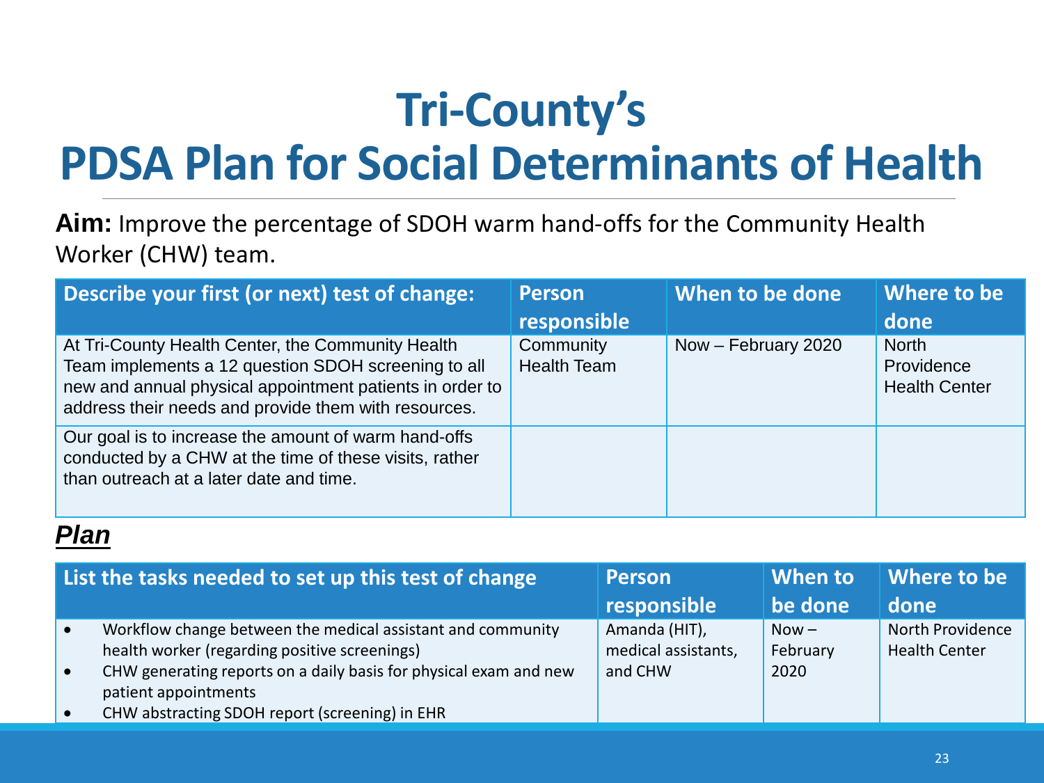# Tri-County's PDSA Plan for Social Determinants of Health

**Aim:** Improve the percentage of SDOH warm hand-offs for the Community Health Worker (CHW) team.

| Describe your first (or next) test of change: | Person responsible | When to be done | Where to be done |
|---|---|---|---|
| At Tri-County Health Center, the Community Health Team implements a 12 question SDOH screening to all new and annual physical appointment patients in order to address their needs and provide them with resources. | Community Health Team | Now – February 2020 | North Providence Health Center |
| Our goal is to increase the amount of warm hand-offs conducted by a CHW at the time of these visits, rather than outreach at a later date and time. | | | |

***Plan***

| List the tasks needed to set up this test of change | Person responsible | When to be done | Where to be done |
|---|---|---|---|
| • Workflow change between the medical assistant and community health worker (regarding positive screenings)<br>• CHW generating reports on a daily basis for physical exam and new patient appointments<br>• CHW abstracting SDOH report (screening) in EHR | Amanda (HIT), medical assistants, and CHW | Now – February 2020 | North Providence Health Center |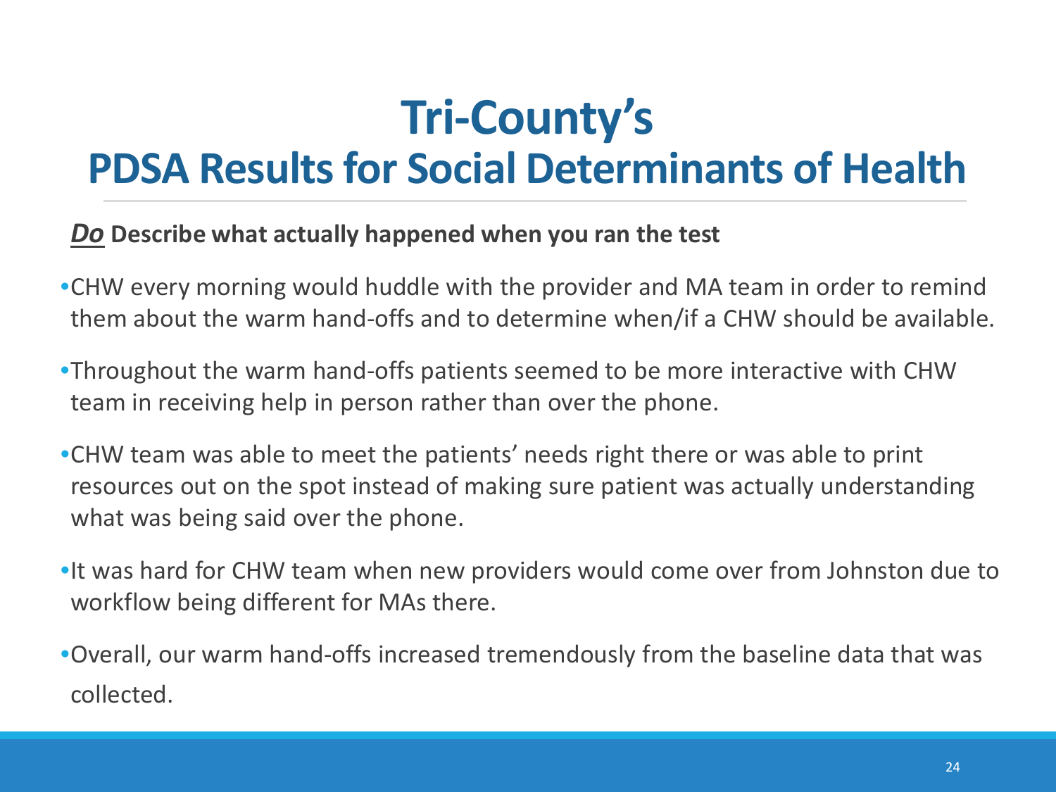# Tri-County's
## PDSA Results for Social Determinants of Health

***Do*** **Describe what actually happened when you ran the test**

- CHW every morning would huddle with the provider and MA team in order to remind them about the warm hand-offs and to determine when/if a CHW should be available.
- Throughout the warm hand-offs patients seemed to be more interactive with CHW team in receiving help in person rather than over the phone.
- CHW team was able to meet the patients' needs right there or was able to print resources out on the spot instead of making sure patient was actually understanding what was being said over the phone.
- It was hard for CHW team when new providers would come over from Johnston due to workflow being different for MAs there.
- Overall, our warm hand-offs increased tremendously from the baseline data that was collected.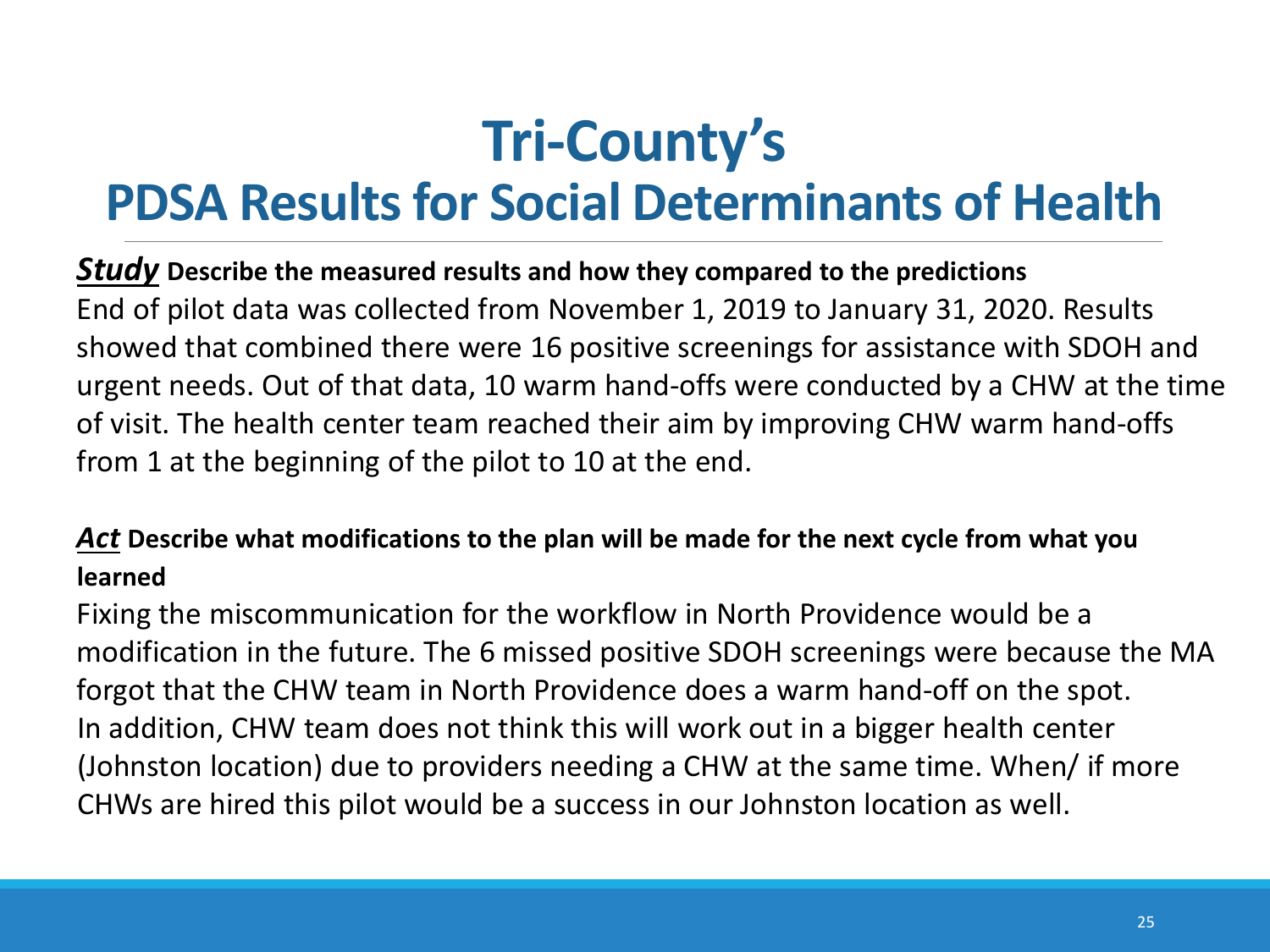# Tri-County's
## PDSA Results for Social Determinants of Health

***Study*** **Describe the measured results and how they compared to the predictions**

End of pilot data was collected from November 1, 2019 to January 31, 2020. Results showed that combined there were 16 positive screenings for assistance with SDOH and urgent needs. Out of that data, 10 warm hand-offs were conducted by a CHW at the time of visit. The health center team reached their aim by improving CHW warm hand-offs from 1 at the beginning of the pilot to 10 at the end.

***Act*** **Describe what modifications to the plan will be made for the next cycle from what you learned**

Fixing the miscommunication for the workflow in North Providence would be a modification in the future. The 6 missed positive SDOH screenings were because the MA forgot that the CHW team in North Providence does a warm hand-off on the spot. In addition, CHW team does not think this will work out in a bigger health center (Johnston location) due to providers needing a CHW at the same time. When/ if more CHWs are hired this pilot would be a success in our Johnston location as well.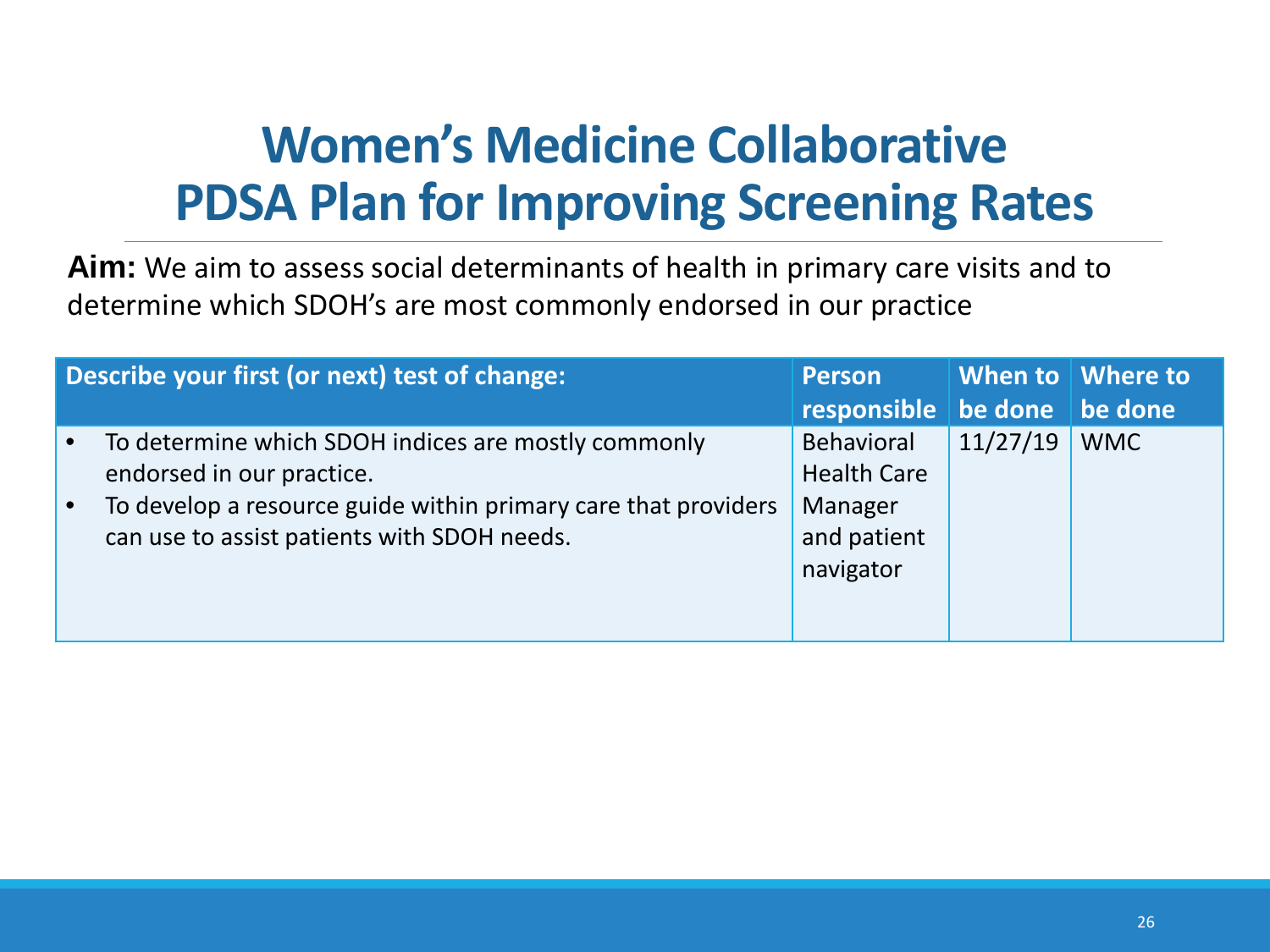# Women's Medicine Collaborative
# PDSA Plan for Improving Screening Rates

**Aim:** We aim to assess social determinants of health in primary care visits and to determine which SDOH's are most commonly endorsed in our practice

| Describe your first (or next) test of change: | Person responsible | When to be done | Where to be done |
|---|---|---|---|
| • To determine which SDOH indices are mostly commonly endorsed in our practice.<br>• To develop a resource guide within primary care that providers can use to assist patients with SDOH needs. | Behavioral Health Care Manager and patient navigator | 11/27/19 | WMC |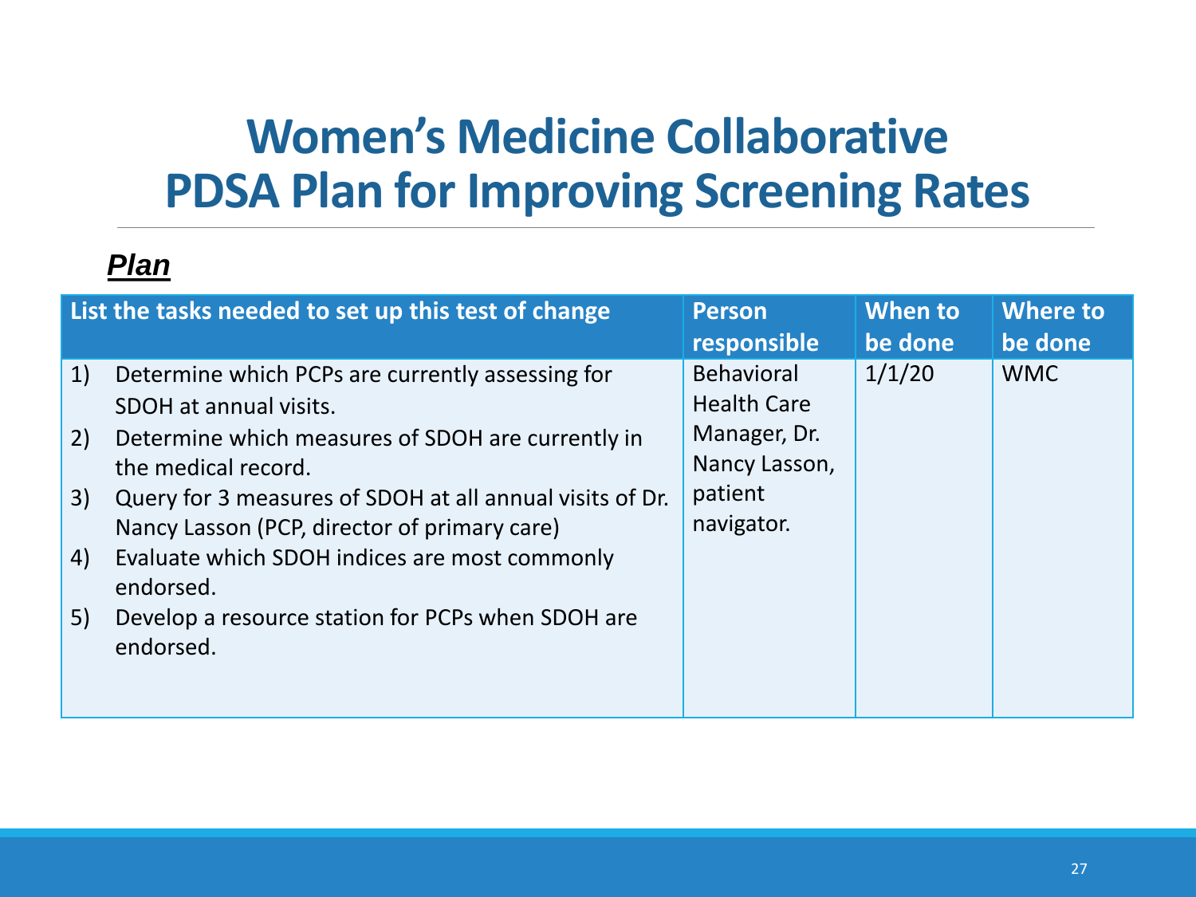# Women's Medicine Collaborative
# PDSA Plan for Improving Screening Rates

***Plan***

| List the tasks needed to set up this test of change | Person responsible | When to be done | Where to be done |
|---|---|---|---|
| 1) Determine which PCPs are currently assessing for SDOH at annual visits.<br>2) Determine which measures of SDOH are currently in the medical record.<br>3) Query for 3 measures of SDOH at all annual visits of Dr. Nancy Lasson (PCP, director of primary care)<br>4) Evaluate which SDOH indices are most commonly endorsed.<br>5) Develop a resource station for PCPs when SDOH are endorsed. | Behavioral Health Care Manager, Dr. Nancy Lasson, patient navigator. | 1/1/20 | WMC |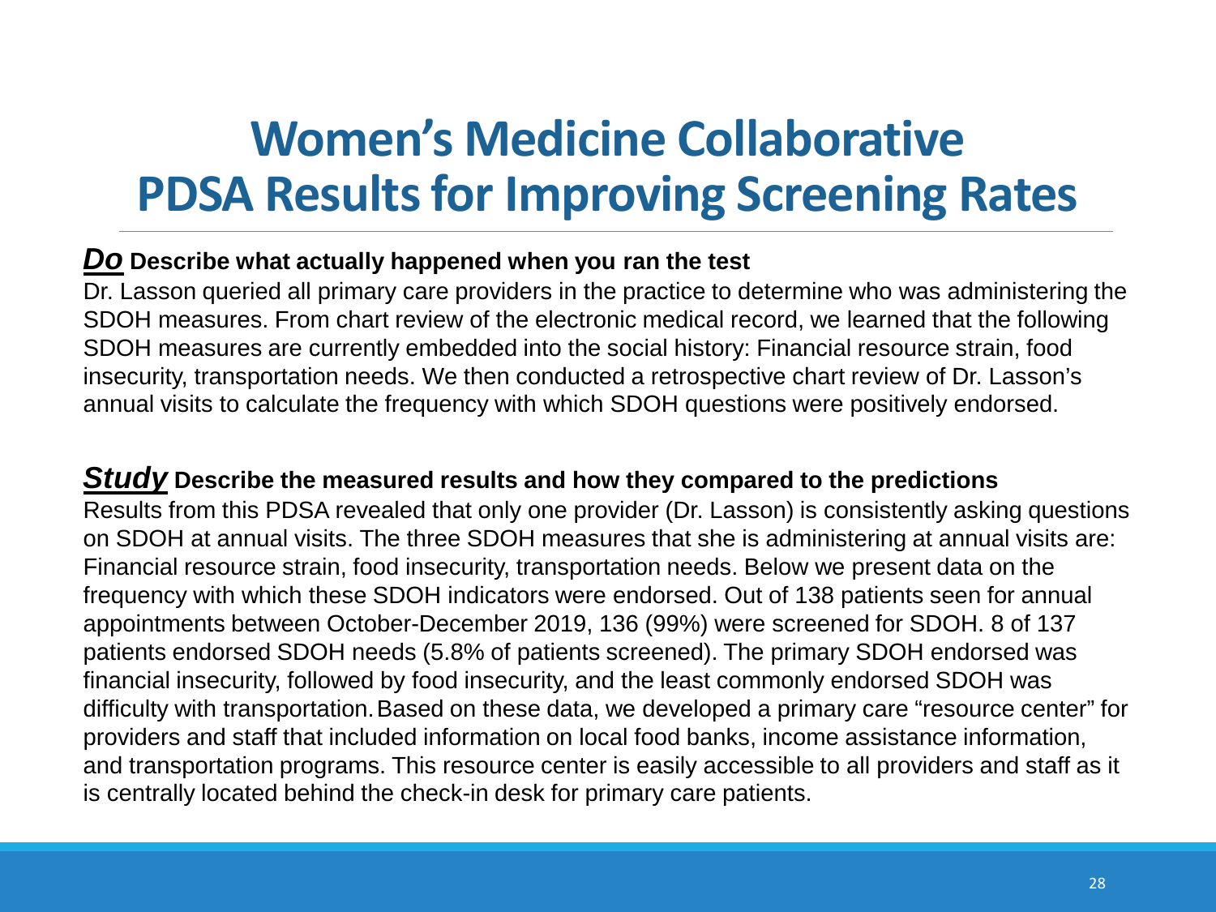# Women's Medicine Collaborative
# PDSA Results for Improving Screening Rates

***Do*** **Describe what actually happened when you ran the test**

Dr. Lasson queried all primary care providers in the practice to determine who was administering the SDOH measures. From chart review of the electronic medical record, we learned that the following SDOH measures are currently embedded into the social history: Financial resource strain, food insecurity, transportation needs. We then conducted a retrospective chart review of Dr. Lasson's annual visits to calculate the frequency with which SDOH questions were positively endorsed.

***Study*** **Describe the measured results and how they compared to the predictions**

Results from this PDSA revealed that only one provider (Dr. Lasson) is consistently asking questions on SDOH at annual visits. The three SDOH measures that she is administering at annual visits are: Financial resource strain, food insecurity, transportation needs. Below we present data on the frequency with which these SDOH indicators were endorsed. Out of 138 patients seen for annual appointments between October-December 2019, 136 (99%) were screened for SDOH. 8 of 137 patients endorsed SDOH needs (5.8% of patients screened). The primary SDOH endorsed was financial insecurity, followed by food insecurity, and the least commonly endorsed SDOH was difficulty with transportation. Based on these data, we developed a primary care "resource center" for providers and staff that included information on local food banks, income assistance information, and transportation programs. This resource center is easily accessible to all providers and staff as it is centrally located behind the check-in desk for primary care patients.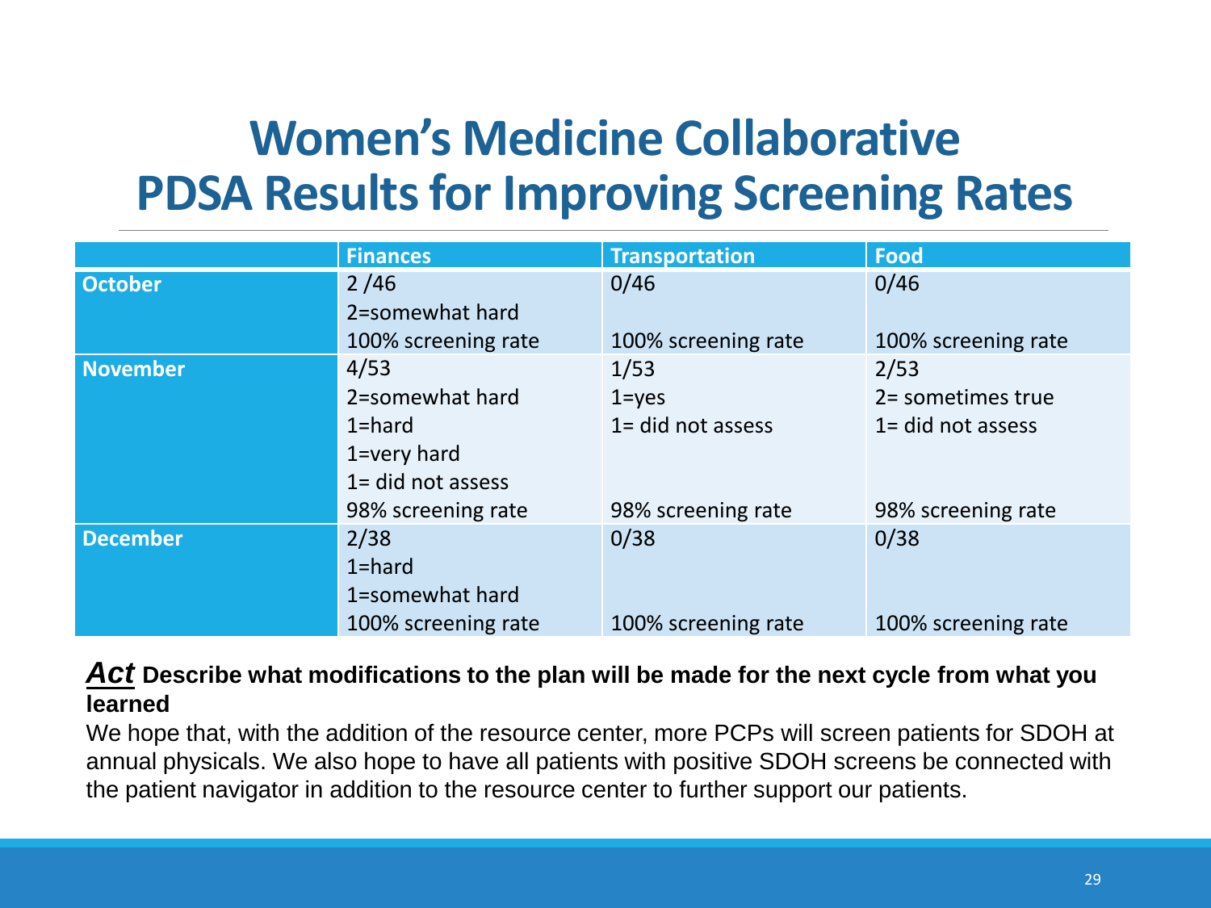# Women's Medicine Collaborative
# PDSA Results for Improving Screening Rates

| | Finances | Transportation | Food |
|---|---|---|---|
| October | 2 /46<br>2=somewhat hard<br>100% screening rate | 0/46<br>100% screening rate | 0/46<br>100% screening rate |
| November | 4/53<br>2=somewhat hard<br>1=hard<br>1=very hard<br>1= did not assess<br>98% screening rate | 1/53<br>1=yes<br>1= did not assess<br>98% screening rate | 2/53<br>2= sometimes true<br>1= did not assess<br>98% screening rate |
| December | 2/38<br>1=hard<br>1=somewhat hard<br>100% screening rate | 0/38<br>100% screening rate | 0/38<br>100% screening rate |

***Act*** **Describe what modifications to the plan will be made for the next cycle from what you learned**

We hope that, with the addition of the resource center, more PCPs will screen patients for SDOH at annual physicals. We also hope to have all patients with positive SDOH screens be connected with the patient navigator in addition to the resource center to further support our patients.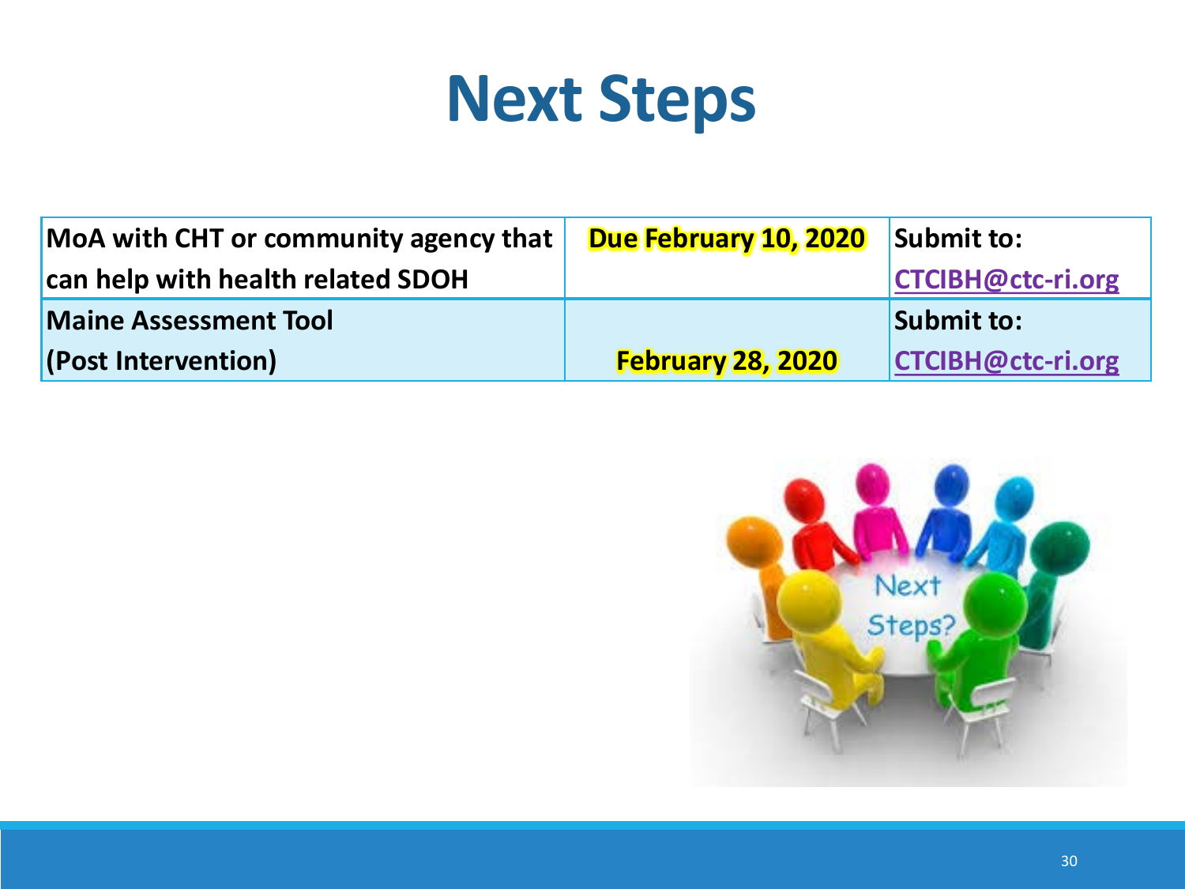# Next Steps

| MoA with CHT or community agency that can help with health related SDOH | Due February 10, 2020 | Submit to: CTCIBH@ctc-ri.org |
|---|---|---|
| Maine Assessment Tool (Post Intervention) | February 28, 2020 | Submit to: CTCIBH@ctc-ri.org |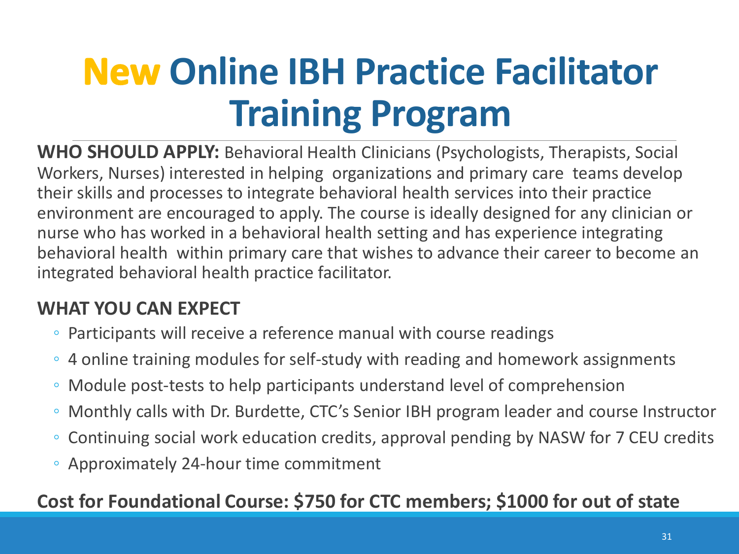# New Online IBH Practice Facilitator Training Program

**WHO SHOULD APPLY:** Behavioral Health Clinicians (Psychologists, Therapists, Social Workers, Nurses) interested in helping organizations and primary care teams develop their skills and processes to integrate behavioral health services into their practice environment are encouraged to apply. The course is ideally designed for any clinician or nurse who has worked in a behavioral health setting and has experience integrating behavioral health within primary care that wishes to advance their career to become an integrated behavioral health practice facilitator.

**WHAT YOU CAN EXPECT**

- Participants will receive a reference manual with course readings
- 4 online training modules for self-study with reading and homework assignments
- Module post-tests to help participants understand level of comprehension
- Monthly calls with Dr. Burdette, CTC's Senior IBH program leader and course Instructor
- Continuing social work education credits, approval pending by NASW for 7 CEU credits
- Approximately 24-hour time commitment

**Cost for Foundational Course: $750 for CTC members; $1000 for out of state**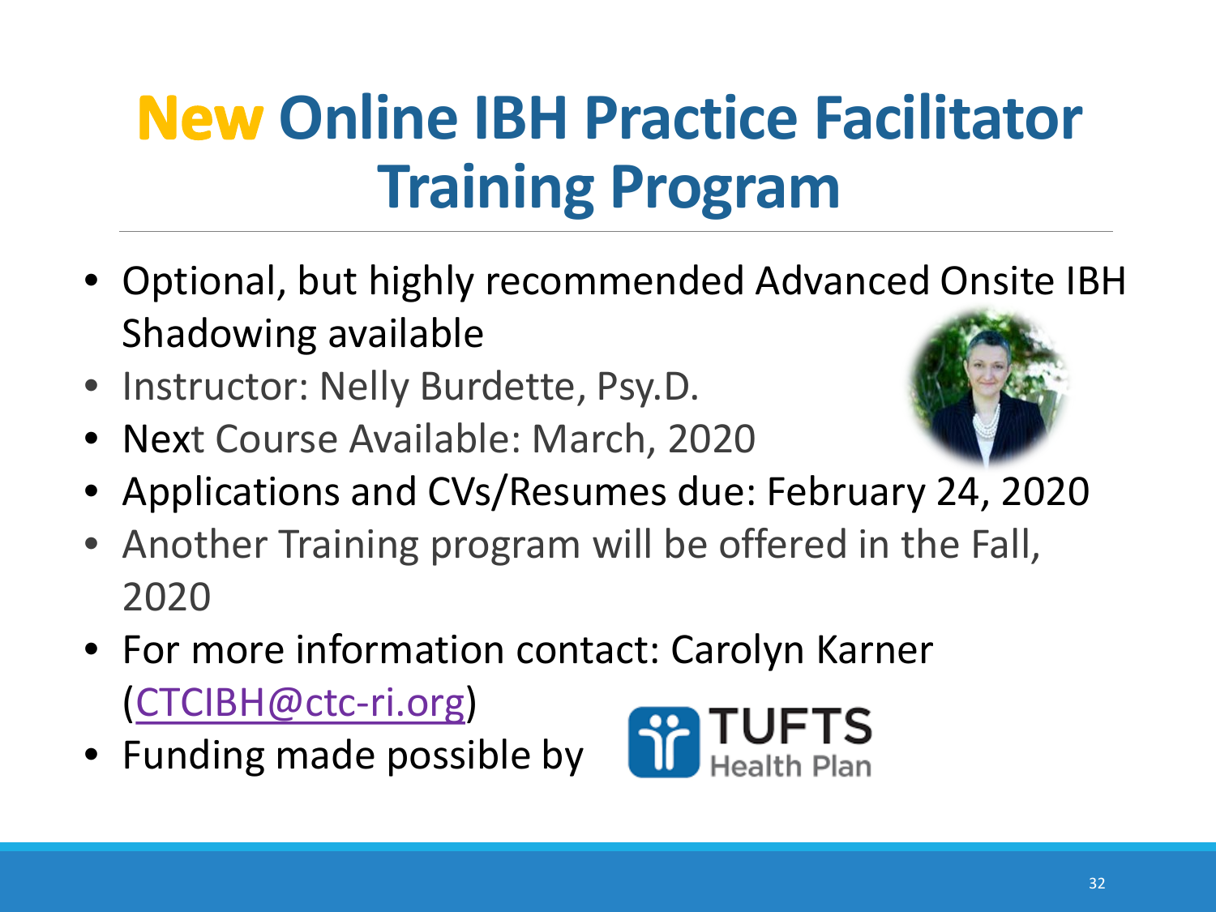# New Online IBH Practice Facilitator Training Program

- Optional, but highly recommended Advanced Onsite IBH Shadowing available
- Instructor: Nelly Burdette, Psy.D.
- Next Course Available: March, 2020
- Applications and CVs/Resumes due: February 24, 2020
- Another Training program will be offered in the Fall, 2020
- For more information contact: Carolyn Karner (CTCIBH@ctc-ri.org)
- Funding made possible by TUFTS Health Plan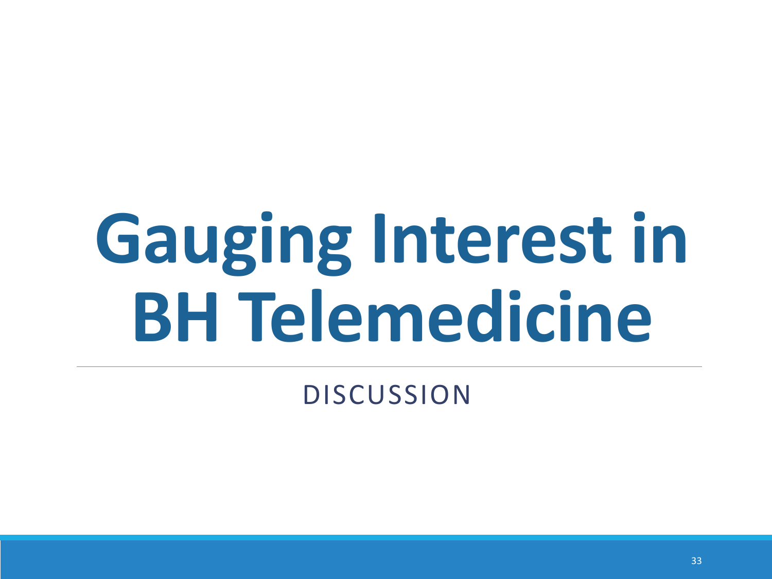# Gauging Interest in BH Telemedicine

DISCUSSION